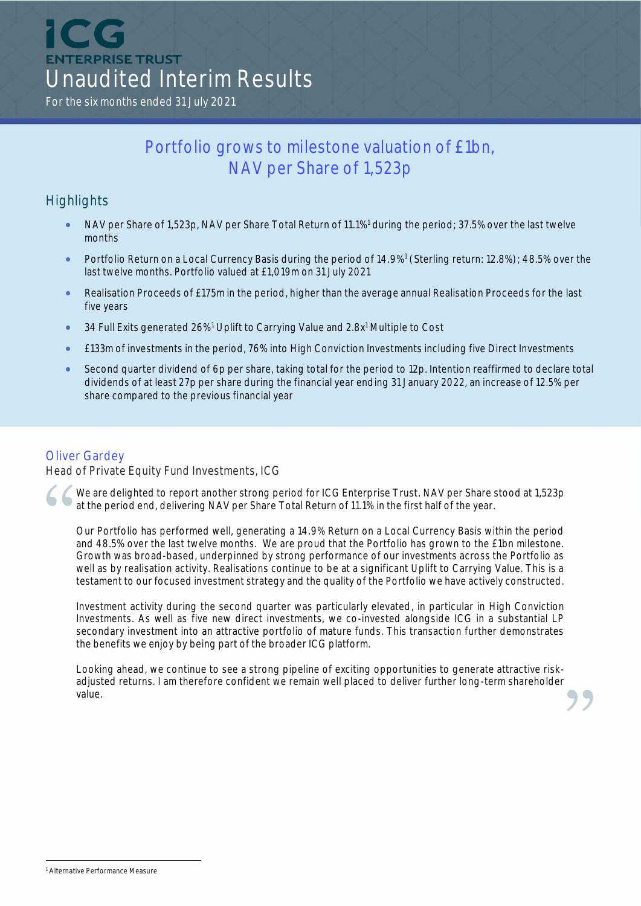# ICG ENTERPRISE TRUST

# Unaudited Interim Results

For the six months ended 31 July 2021

## Portfolio grows to milestone valuation of £1bn, NAV per Share of 1,523p

### Highlights

- NAV per Share of 1,523p, NAV per Share Total Return of 11.1%[1] during the period; 37.5% over the last twelve months
- Portfolio Return on a Local Currency Basis during the period of 14.9%[1] (Sterling return: 12.8%); 48.5% over the last twelve months. Portfolio valued at £1,019m on 31 July 2021
- Realisation Proceeds of £175m in the period, higher than the average annual Realisation Proceeds for the last five years
- 34 Full Exits generated 26%[1] Uplift to Carrying Value and 2.8x[1] Multiple to Cost
- £133m of investments in the period, 76% into High Conviction Investments including five Direct Investments
- Second quarter dividend of 6p per share, taking total for the period to 12p. Intention reaffirmed to declare total dividends of at least 27p per share during the financial year ending 31 January 2022, an increase of 12.5% per share compared to the previous financial year

### Oliver Gardey

Head of Private Equity Fund Investments, ICG

> "We are delighted to report another strong period for ICG Enterprise Trust. NAV per Share stood at 1,523p at the period end, delivering NAV per Share Total Return of 11.1% in the first half of the year.
>
> Our Portfolio has performed well, generating a 14.9% Return on a Local Currency Basis within the period and 48.5% over the last twelve months. We are proud that the Portfolio has grown to the £1bn milestone. Growth was broad-based, underpinned by strong performance of our investments across the Portfolio as well as by realisation activity. Realisations continue to be at a significant Uplift to Carrying Value. This is a testament to our focused investment strategy and the quality of the Portfolio we have actively constructed.
>
> Investment activity during the second quarter was particularly elevated, in particular in High Conviction Investments. As well as five new direct investments, we co-invested alongside ICG in a substantial LP secondary investment into an attractive portfolio of mature funds. This transaction further demonstrates the benefits we enjoy by being part of the broader ICG platform.
>
> Looking ahead, we continue to see a strong pipeline of exciting opportunities to generate attractive risk-adjusted returns. I am therefore confident we remain well placed to deliver further long-term shareholder value."

[1] Alternative Performance Measure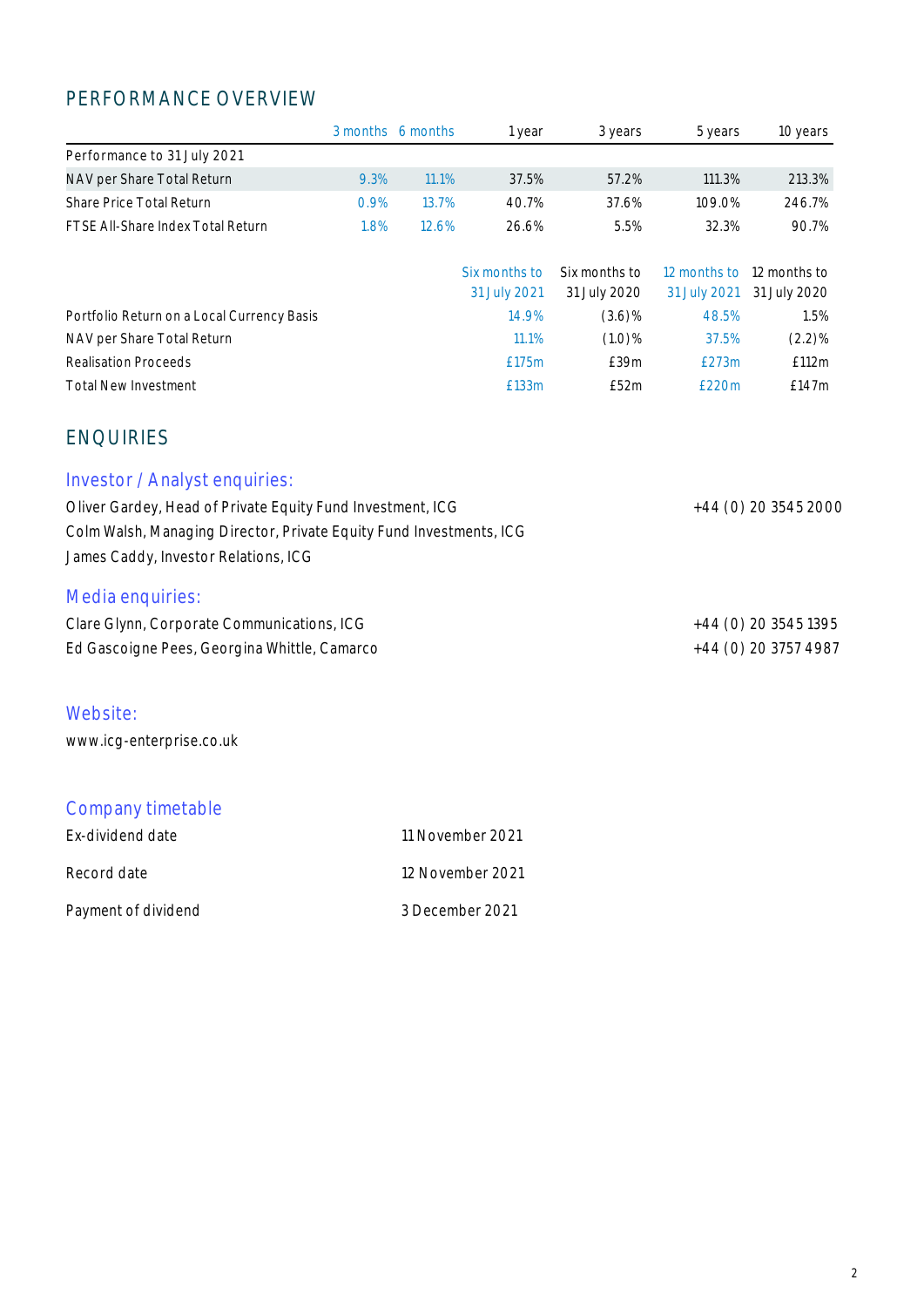## PERFORMANCE OVERVIEW

| | 3 months | 6 months | 1 year | 3 years | 5 years | 10 years |
|---|---|---|---|---|---|---|
| Performance to 31 July 2021 | | | | | | |
| NAV per Share Total Return | 9.3% | 11.1% | 37.5% | 57.2% | 111.3% | 213.3% |
| Share Price Total Return | 0.9% | 13.7% | 40.7% | 37.6% | 109.0% | 246.7% |
| FTSE All-Share Index Total Return | 1.8% | 12.6% | 26.6% | 5.5% | 32.3% | 90.7% |

| | Six months to 31 July 2021 | Six months to 31 July 2020 | 12 months to 31 July 2021 | 12 months to 31 July 2020 |
|---|---|---|---|---|
| Portfolio Return on a Local Currency Basis | 14.9% | (3.6)% | 48.5% | 1.5% |
| NAV per Share Total Return | 11.1% | (1.0)% | 37.5% | (2.2)% |
| Realisation Proceeds | £175m | £39m | £273m | £112m |
| Total New Investment | £133m | £52m | £220m | £147m |

## ENQUIRIES

### Investor / Analyst enquiries:

Oliver Gardey, Head of Private Equity Fund Investment, ICG — +44 (0) 20 3545 2000
Colm Walsh, Managing Director, Private Equity Fund Investments, ICG
James Caddy, Investor Relations, ICG

### Media enquiries:

Clare Glynn, Corporate Communications, ICG — +44 (0) 20 3545 1395
Ed Gascoigne Pees, Georgina Whittle, Camarco — +44 (0) 20 3757 4987

### Website:

www.icg-enterprise.co.uk

### Company timetable

| | |
|---|---|
| Ex-dividend date | 11 November 2021 |
| Record date | 12 November 2021 |
| Payment of dividend | 3 December 2021 |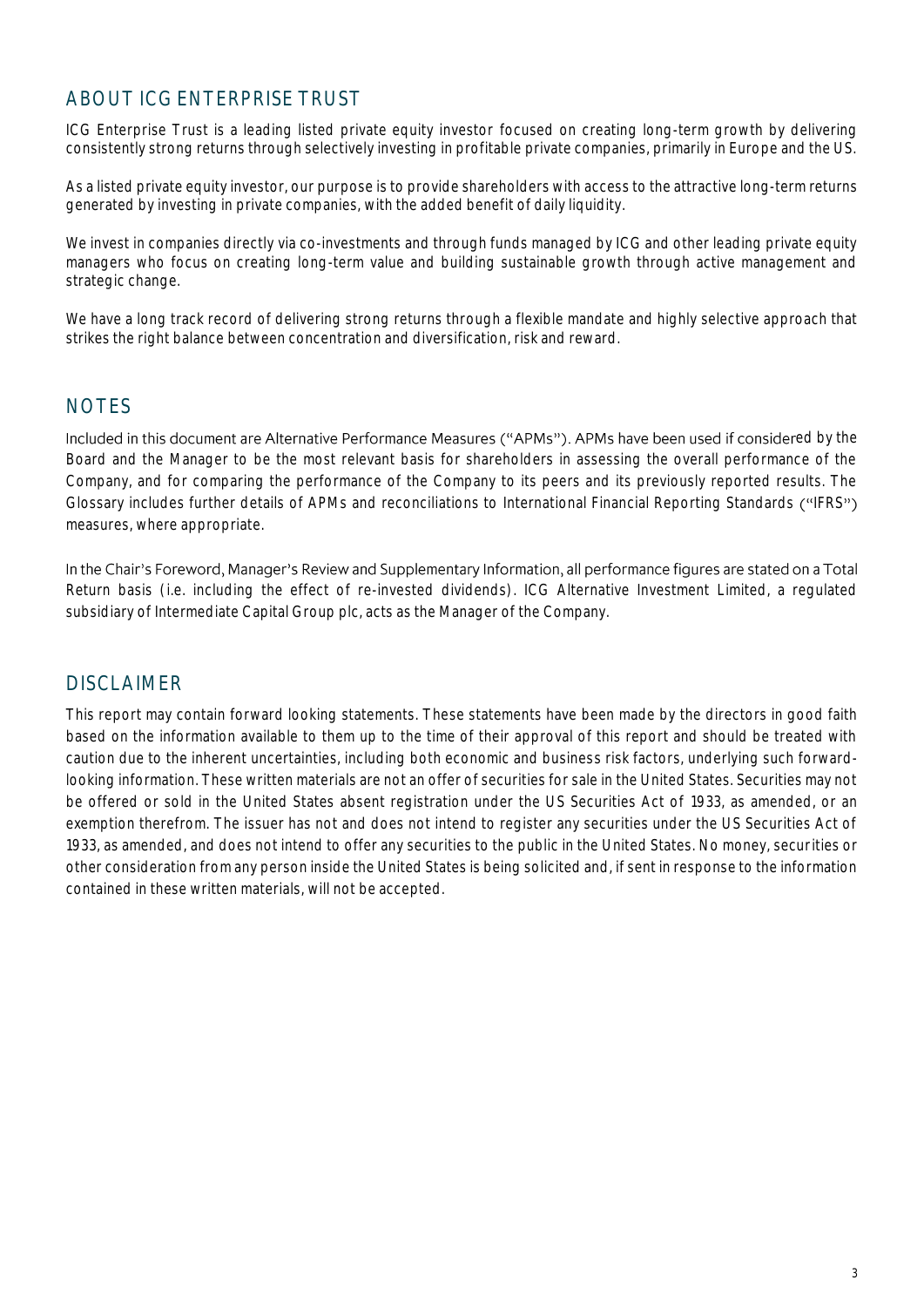## ABOUT ICG ENTERPRISE TRUST

ICG Enterprise Trust is a leading listed private equity investor focused on creating long-term growth by delivering consistently strong returns through selectively investing in profitable private companies, primarily in Europe and the US.

As a listed private equity investor, our purpose is to provide shareholders with access to the attractive long-term returns generated by investing in private companies, with the added benefit of daily liquidity.

We invest in companies directly via co-investments and through funds managed by ICG and other leading private equity managers who focus on creating long-term value and building sustainable growth through active management and strategic change.

We have a long track record of delivering strong returns through a flexible mandate and highly selective approach that strikes the right balance between concentration and diversification, risk and reward.

## NOTES

Included in this document are Alternative Performance Measures ("APMs"). APMs have been used if considered by the Board and the Manager to be the most relevant basis for shareholders in assessing the overall performance of the Company, and for comparing the performance of the Company to its peers and its previously reported results. The Glossary includes further details of APMs and reconciliations to International Financial Reporting Standards ("IFRS") measures, where appropriate.

In the Chair's Foreword, Manager's Review and Supplementary Information, all performance figures are stated on a Total Return basis (i.e. including the effect of re-invested dividends). ICG Alternative Investment Limited, a regulated subsidiary of Intermediate Capital Group plc, acts as the Manager of the Company.

## DISCLAIMER

This report may contain forward looking statements. These statements have been made by the directors in good faith based on the information available to them up to the time of their approval of this report and should be treated with caution due to the inherent uncertainties, including both economic and business risk factors, underlying such forward-looking information. These written materials are not an offer of securities for sale in the United States. Securities may not be offered or sold in the United States absent registration under the US Securities Act of 1933, as amended, or an exemption therefrom. The issuer has not and does not intend to register any securities under the US Securities Act of 1933, as amended, and does not intend to offer any securities to the public in the United States. No money, securities or other consideration from any person inside the United States is being solicited and, if sent in response to the information contained in these written materials, will not be accepted.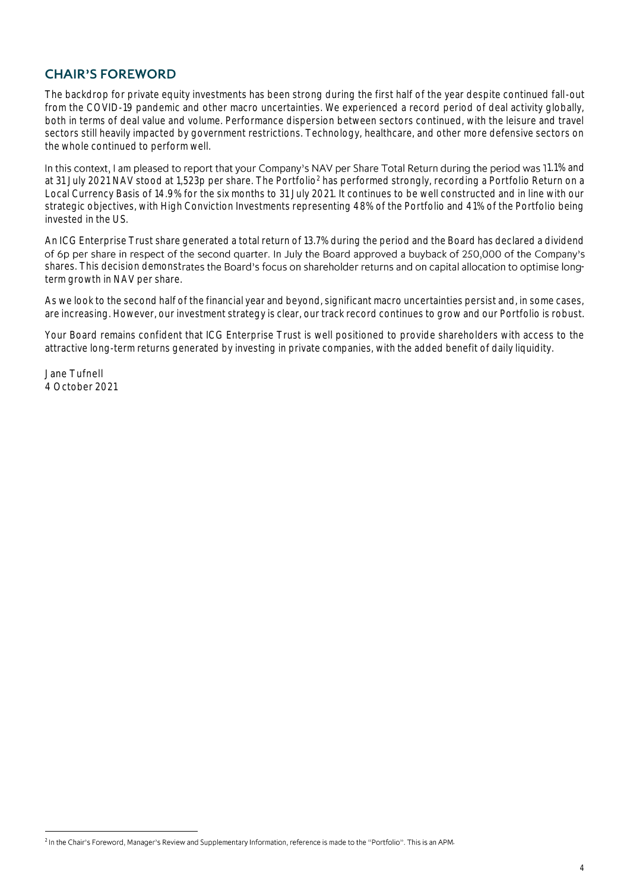## CHAIR'S FOREWORD

The backdrop for private equity investments has been strong during the first half of the year despite continued fall-out from the COVID-19 pandemic and other macro uncertainties. We experienced a record period of deal activity globally, both in terms of deal value and volume. Performance dispersion between sectors continued, with the leisure and travel sectors still heavily impacted by government restrictions. Technology, healthcare, and other more defensive sectors on the whole continued to perform well.

In this context, I am pleased to report that your Company's NAV per Share Total Return during the period was 11.1% and at 31 July 2021 NAV stood at 1,523p per share. The Portfolio[2] has performed strongly, recording a Portfolio Return on a Local Currency Basis of 14.9% for the six months to 31 July 2021. It continues to be well constructed and in line with our strategic objectives, with High Conviction Investments representing 48% of the Portfolio and 41% of the Portfolio being invested in the US.

An ICG Enterprise Trust share generated a total return of 13.7% during the period and the Board has declared a dividend of 6p per share in respect of the second quarter. In July the Board approved a buyback of 250,000 of the Company's shares. This decision demonstrates the Board's focus on shareholder returns and on capital allocation to optimise long-term growth in NAV per share.

As we look to the second half of the financial year and beyond, significant macro uncertainties persist and, in some cases, are increasing. However, our investment strategy is clear, our track record continues to grow and our Portfolio is robust.

Your Board remains confident that ICG Enterprise Trust is well positioned to provide shareholders with access to the attractive long-term returns generated by investing in private companies, with the added benefit of daily liquidity.

Jane Tufnell
4 October 2021

[2] In the Chair's Foreword, Manager's Review and Supplementary Information, reference is made to the "Portfolio". This is an APM.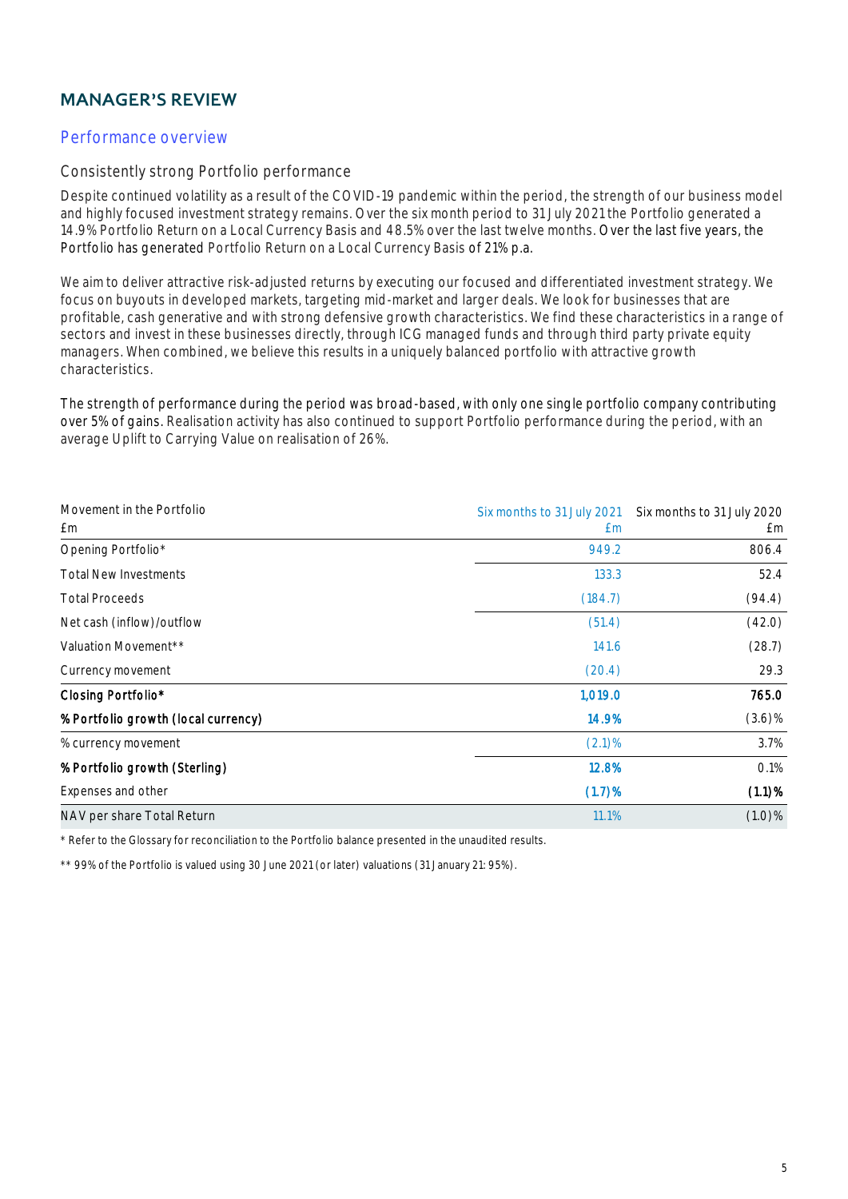# MANAGER'S REVIEW

## Performance overview

### Consistently strong Portfolio performance

Despite continued volatility as a result of the COVID-19 pandemic within the period, the strength of our business model and highly focused investment strategy remains. Over the six month period to 31 July 2021 the Portfolio generated a 14.9% Portfolio Return on a Local Currency Basis and 48.5% over the last twelve months. Over the last five years, the Portfolio has generated Portfolio Return on a Local Currency Basis of 21% p.a.

We aim to deliver attractive risk-adjusted returns by executing our focused and differentiated investment strategy. We focus on buyouts in developed markets, targeting mid-market and larger deals. We look for businesses that are profitable, cash generative and with strong defensive growth characteristics. We find these characteristics in a range of sectors and invest in these businesses directly, through ICG managed funds and through third party private equity managers. When combined, we believe this results in a uniquely balanced portfolio with attractive growth characteristics.

The strength of performance during the period was broad-based, with only one single portfolio company contributing over 5% of gains. Realisation activity has also continued to support Portfolio performance during the period, with an average Uplift to Carrying Value on realisation of 26%.

| Movement in the Portfolio<br>£m | Six months to 31 July 2021<br>£m | Six months to 31 July 2020<br>£m |
|---|---|---|
| Opening Portfolio* | 949.2 | 806.4 |
| Total New Investments | 133.3 | 52.4 |
| Total Proceeds | (184.7) | (94.4) |
| Net cash (inflow)/outflow | (51.4) | (42.0) |
| Valuation Movement** | 141.6 | (28.7) |
| Currency movement | (20.4) | 29.3 |
| **Closing Portfolio*** | **1,019.0** | **765.0** |
| **% Portfolio growth (local currency)** | **14.9%** | (3.6)% |
| % currency movement | (2.1)% | 3.7% |
| **% Portfolio growth (Sterling)** | **12.8%** | 0.1% |
| Expenses and other | **(1.7)%** | **(1.1)%** |
| NAV per share Total Return | 11.1% | (1.0)% |

\* Refer to the Glossary for reconciliation to the Portfolio balance presented in the unaudited results.

\*\* 99% of the Portfolio is valued using 30 June 2021 (or later) valuations (31 January 21: 95%).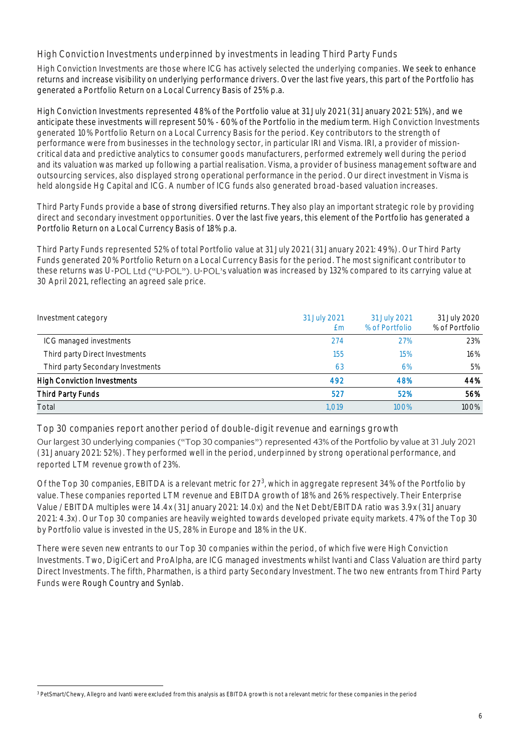## High Conviction Investments underpinned by investments in leading Third Party Funds

High Conviction Investments are those where ICG has actively selected the underlying companies. We seek to enhance returns and increase visibility on underlying performance drivers. Over the last five years, this part of the Portfolio has generated a Portfolio Return on a Local Currency Basis of 25% p.a.

High Conviction Investments represented 48% of the Portfolio value at 31 July 2021 (31 January 2021: 51%), and we anticipate these investments will represent 50% - 60% of the Portfolio in the medium term. High Conviction Investments generated 10% Portfolio Return on a Local Currency Basis for the period. Key contributors to the strength of performance were from businesses in the technology sector, in particular IRI and Visma. IRI, a provider of mission-critical data and predictive analytics to consumer goods manufacturers, performed extremely well during the period and its valuation was marked up following a partial realisation. Visma, a provider of business management software and outsourcing services, also displayed strong operational performance in the period. Our direct investment in Visma is held alongside Hg Capital and ICG. A number of ICG funds also generated broad-based valuation increases.

Third Party Funds provide a base of strong diversified returns. They also play an important strategic role by providing direct and secondary investment opportunities. Over the last five years, this element of the Portfolio has generated a Portfolio Return on a Local Currency Basis of 18% p.a.

Third Party Funds represented 52% of total Portfolio value at 31 July 2021 (31 January 2021: 49%). Our Third Party Funds generated 20% Portfolio Return on a Local Currency Basis for the period. The most significant contributor to these returns was U-POL Ltd ("U-POL"). U-POL's valuation was increased by 132% compared to its carrying value at 30 April 2021, reflecting an agreed sale price.

| Investment category | 31 July 2021 £m | 31 July 2021 % of Portfolio | 31 July 2020 % of Portfolio |
|---|---|---|---|
| ICG managed investments | 274 | 27% | 23% |
| Third party Direct Investments | 155 | 15% | 16% |
| Third party Secondary Investments | 63 | 6% | 5% |
| **High Conviction Investments** | **492** | **48%** | **44%** |
| **Third Party Funds** | **527** | **52%** | **56%** |
| Total | 1,019 | 100% | 100% |

## Top 30 companies report another period of double-digit revenue and earnings growth

Our largest 30 underlying companies ("Top 30 companies") represented 43% of the Portfolio by value at 31 July 2021 (31 January 2021: 52%). They performed well in the period, underpinned by strong operational performance, and reported LTM revenue growth of 23%.

Of the Top 30 companies, EBITDA is a relevant metric for 27[3], which in aggregate represent 34% of the Portfolio by value. These companies reported LTM revenue and EBITDA growth of 18% and 26% respectively. Their Enterprise Value / EBITDA multiples were 14.4x (31 January 2021: 14.0x) and the Net Debt/EBITDA ratio was 3.9x (31 January 2021: 4.3x). Our Top 30 companies are heavily weighted towards developed private equity markets. 47% of the Top 30 by Portfolio value is invested in the US, 28% in Europe and 18% in the UK.

There were seven new entrants to our Top 30 companies within the period, of which five were High Conviction Investments. Two, DigiCert and ProAlpha, are ICG managed investments whilst Ivanti and Class Valuation are third party Direct Investments. The fifth, Pharmathen, is a third party Secondary Investment. The two new entrants from Third Party Funds were Rough Country and Synlab.

[3] PetSmart/Chewy, Allegro and Ivanti were excluded from this analysis as EBITDA growth is not a relevant metric for these companies in the period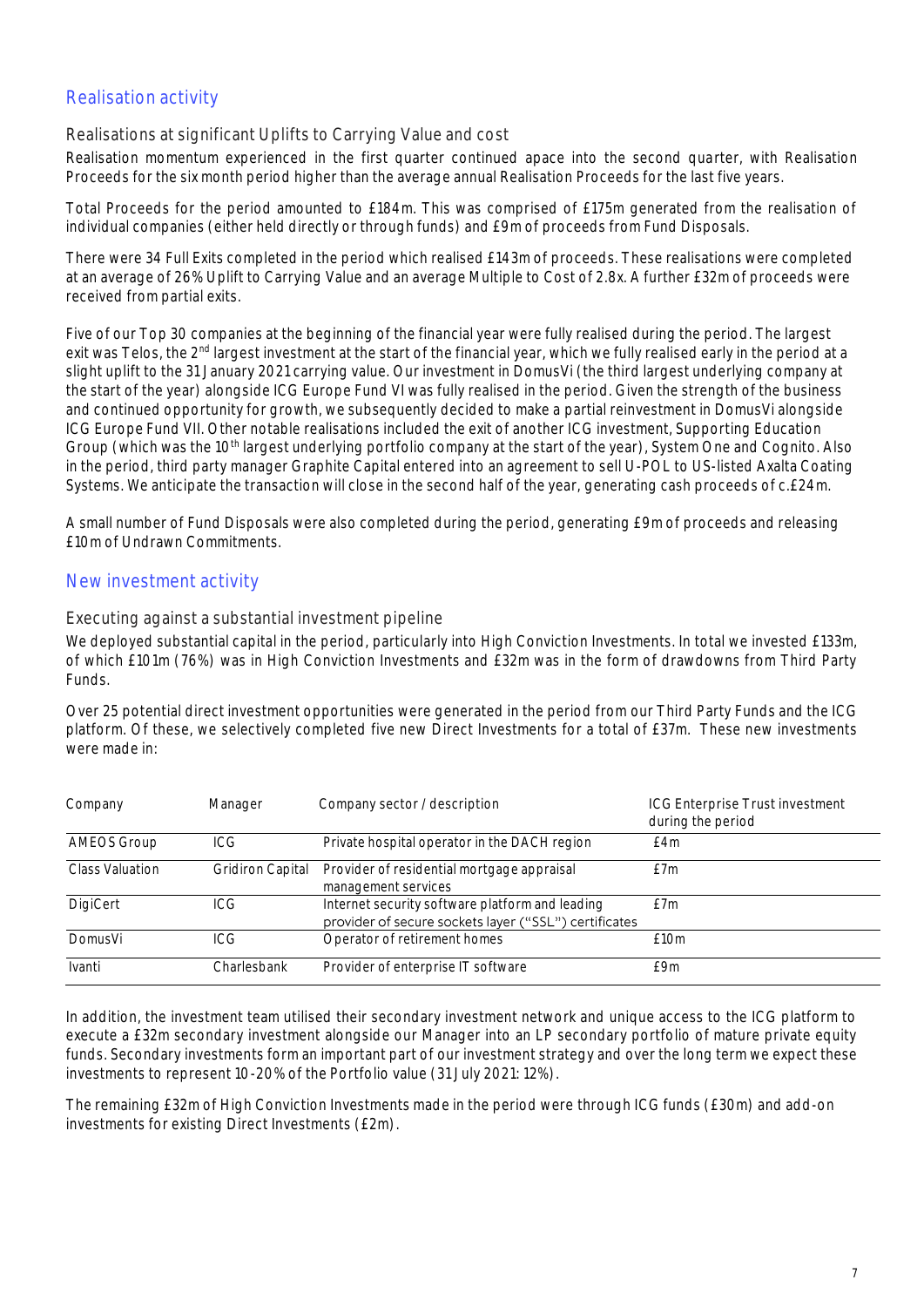## Realisation activity

### Realisations at significant Uplifts to Carrying Value and cost

Realisation momentum experienced in the first quarter continued apace into the second quarter, with Realisation Proceeds for the six month period higher than the average annual Realisation Proceeds for the last five years.

Total Proceeds for the period amounted to £184m. This was comprised of £175m generated from the realisation of individual companies (either held directly or through funds) and £9m of proceeds from Fund Disposals.

There were 34 Full Exits completed in the period which realised £143m of proceeds. These realisations were completed at an average of 26% Uplift to Carrying Value and an average Multiple to Cost of 2.8x. A further £32m of proceeds were received from partial exits.

Five of our Top 30 companies at the beginning of the financial year were fully realised during the period. The largest exit was Telos, the 2nd largest investment at the start of the financial year, which we fully realised early in the period at a slight uplift to the 31 January 2021 carrying value. Our investment in DomusVi (the third largest underlying company at the start of the year) alongside ICG Europe Fund VI was fully realised in the period. Given the strength of the business and continued opportunity for growth, we subsequently decided to make a partial reinvestment in DomusVi alongside ICG Europe Fund VII. Other notable realisations included the exit of another ICG investment, Supporting Education Group (which was the 10th largest underlying portfolio company at the start of the year), System One and Cognito. Also in the period, third party manager Graphite Capital entered into an agreement to sell U-POL to US-listed Axalta Coating Systems. We anticipate the transaction will close in the second half of the year, generating cash proceeds of c.£24m.

A small number of Fund Disposals were also completed during the period, generating £9m of proceeds and releasing £10m of Undrawn Commitments.

## New investment activity

### Executing against a substantial investment pipeline

We deployed substantial capital in the period, particularly into High Conviction Investments. In total we invested £133m, of which £101m (76%) was in High Conviction Investments and £32m was in the form of drawdowns from Third Party Funds.

Over 25 potential direct investment opportunities were generated in the period from our Third Party Funds and the ICG platform. Of these, we selectively completed five new Direct Investments for a total of £37m. These new investments were made in:

| Company | Manager | Company sector / description | ICG Enterprise Trust investment during the period |
|---|---|---|---|
| AMEOS Group | ICG | Private hospital operator in the DACH region | £4m |
| Class Valuation | Gridiron Capital | Provider of residential mortgage appraisal management services | £7m |
| DigiCert | ICG | Internet security software platform and leading provider of secure sockets layer ("SSL") certificates | £7m |
| DomusVi | ICG | Operator of retirement homes | £10m |
| Ivanti | Charlesbank | Provider of enterprise IT software | £9m |

In addition, the investment team utilised their secondary investment network and unique access to the ICG platform to execute a £32m secondary investment alongside our Manager into an LP secondary portfolio of mature private equity funds. Secondary investments form an important part of our investment strategy and over the long term we expect these investments to represent 10-20% of the Portfolio value (31 July 2021: 12%).

The remaining £32m of High Conviction Investments made in the period were through ICG funds (£30m) and add-on investments for existing Direct Investments (£2m).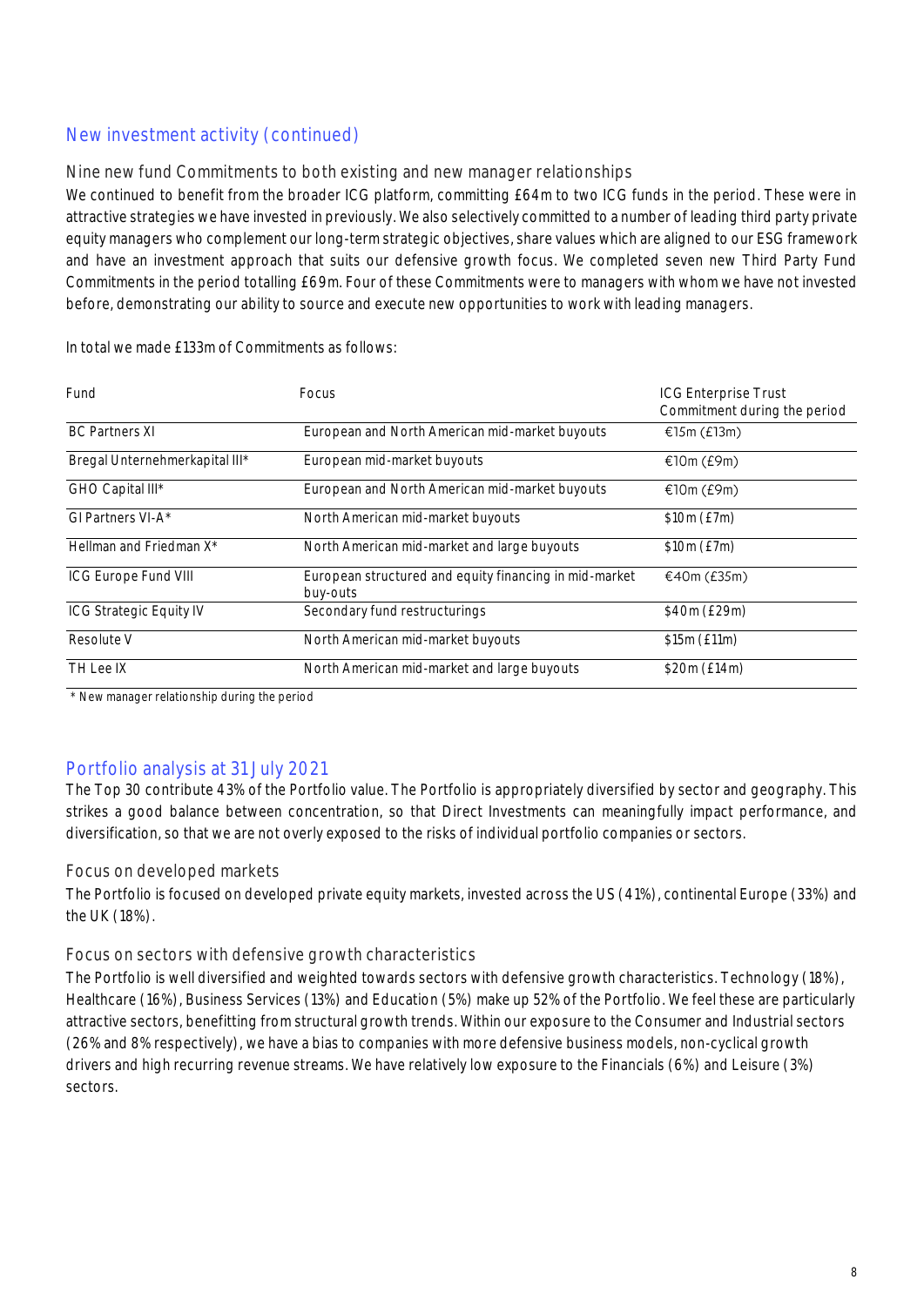## New investment activity (continued)

### Nine new fund Commitments to both existing and new manager relationships

We continued to benefit from the broader ICG platform, committing £64m to two ICG funds in the period. These were in attractive strategies we have invested in previously. We also selectively committed to a number of leading third party private equity managers who complement our long-term strategic objectives, share values which are aligned to our ESG framework and have an investment approach that suits our defensive growth focus. We completed seven new Third Party Fund Commitments in the period totalling £69m. Four of these Commitments were to managers with whom we have not invested before, demonstrating our ability to source and execute new opportunities to work with leading managers.

In total we made £133m of Commitments as follows:

| Fund | Focus | ICG Enterprise Trust Commitment during the period |
|---|---|---|
| BC Partners XI | European and North American mid-market buyouts | €15m (£13m) |
| Bregal Unternehmerkapital III* | European mid-market buyouts | €10m (£9m) |
| GHO Capital III* | European and North American mid-market buyouts | €10m (£9m) |
| GI Partners VI-A* | North American mid-market buyouts | $10m (£7m) |
| Hellman and Friedman X* | North American mid-market and large buyouts | $10m (£7m) |
| ICG Europe Fund VIII | European structured and equity financing in mid-market buy-outs | €40m (£35m) |
| ICG Strategic Equity IV | Secondary fund restructurings | $40m (£29m) |
| Resolute V | North American mid-market buyouts | $15m (£11m) |
| TH Lee IX | North American mid-market and large buyouts | $20m (£14m) |

\* New manager relationship during the period

## Portfolio analysis at 31 July 2021

The Top 30 contribute 43% of the Portfolio value. The Portfolio is appropriately diversified by sector and geography. This strikes a good balance between concentration, so that Direct Investments can meaningfully impact performance, and diversification, so that we are not overly exposed to the risks of individual portfolio companies or sectors.

### Focus on developed markets

The Portfolio is focused on developed private equity markets, invested across the US (41%), continental Europe (33%) and the UK (18%).

### Focus on sectors with defensive growth characteristics

The Portfolio is well diversified and weighted towards sectors with defensive growth characteristics. Technology (18%), Healthcare (16%), Business Services (13%) and Education (5%) make up 52% of the Portfolio. We feel these are particularly attractive sectors, benefitting from structural growth trends. Within our exposure to the Consumer and Industrial sectors (26% and 8% respectively), we have a bias to companies with more defensive business models, non-cyclical growth drivers and high recurring revenue streams. We have relatively low exposure to the Financials (6%) and Leisure (3%) sectors.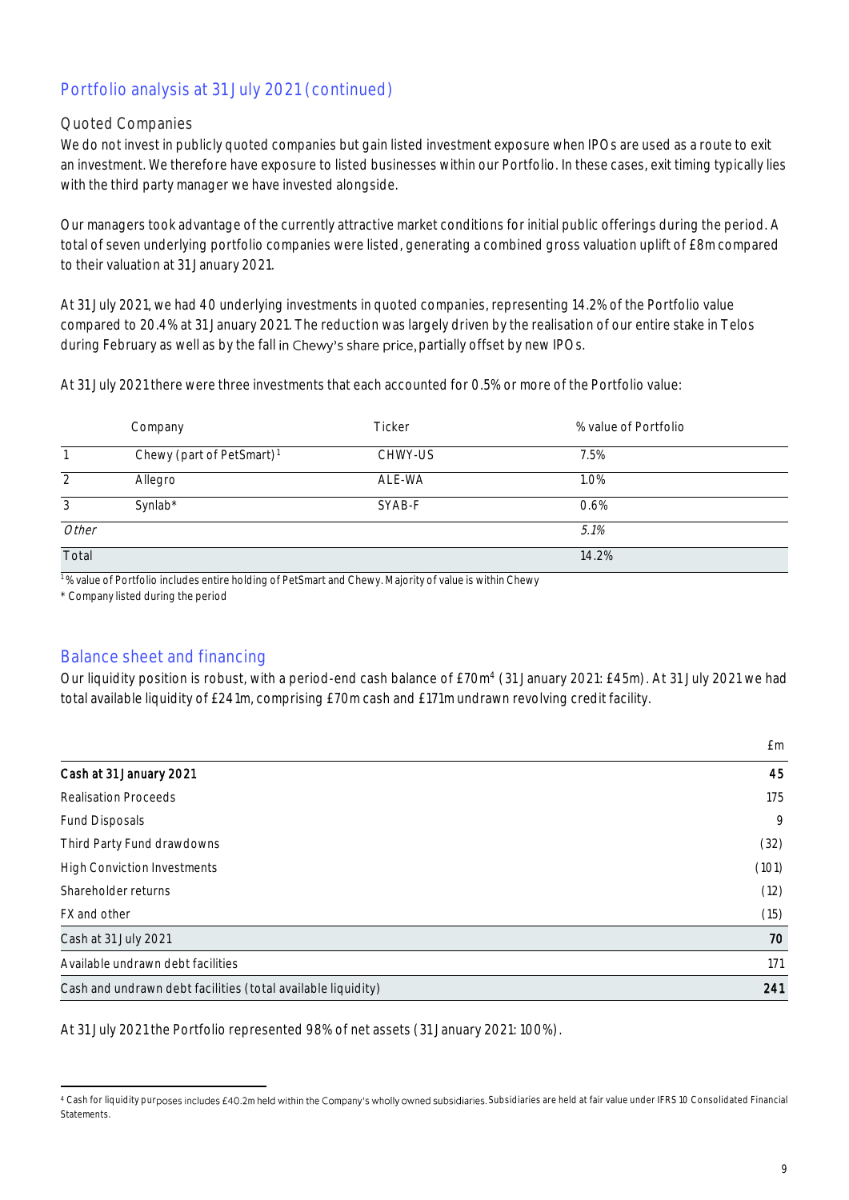## Portfolio analysis at 31 July 2021 (continued)

### Quoted Companies

We do not invest in publicly quoted companies but gain listed investment exposure when IPOs are used as a route to exit an investment. We therefore have exposure to listed businesses within our Portfolio. In these cases, exit timing typically lies with the third party manager we have invested alongside.

Our managers took advantage of the currently attractive market conditions for initial public offerings during the period. A total of seven underlying portfolio companies were listed, generating a combined gross valuation uplift of £8m compared to their valuation at 31 January 2021.

At 31 July 2021, we had 40 underlying investments in quoted companies, representing 14.2% of the Portfolio value compared to 20.4% at 31 January 2021. The reduction was largely driven by the realisation of our entire stake in Telos during February as well as by the fall in Chewy's share price, partially offset by new IPOs.

At 31 July 2021 there were three investments that each accounted for 0.5% or more of the Portfolio value:

| | Company | Ticker | % value of Portfolio |
|---|---|---|---|
| 1 | Chewy (part of PetSmart)[1] | CHWY-US | 7.5% |
| 2 | Allegro | ALE-WA | 1.0% |
| 3 | Synlab* | SYAB-F | 0.6% |
| *Other* | | | *5.1%* |
| Total | | | 14.2% |

[1] % value of Portfolio includes entire holding of PetSmart and Chewy. Majority of value is within Chewy

\* Company listed during the period

## Balance sheet and financing

Our liquidity position is robust, with a period-end cash balance of £70m[4] (31 January 2021: £45m). At 31 July 2021 we had total available liquidity of £241m, comprising £70m cash and £171m undrawn revolving credit facility.

| | £m |
|---|---|
| **Cash at 31 January 2021** | **45** |
| Realisation Proceeds | 175 |
| Fund Disposals | 9 |
| Third Party Fund drawdowns | (32) |
| High Conviction Investments | (101) |
| Shareholder returns | (12) |
| FX and other | (15) |
| Cash at 31 July 2021 | **70** |
| Available undrawn debt facilities | 171 |
| Cash and undrawn debt facilities (total available liquidity) | **241** |

At 31 July 2021 the Portfolio represented 98% of net assets (31 January 2021: 100%).

[4] Cash for liquidity purposes includes £40.2m held within the Company's wholly owned subsidiaries. Subsidiaries are held at fair value under IFRS 10 Consolidated Financial Statements.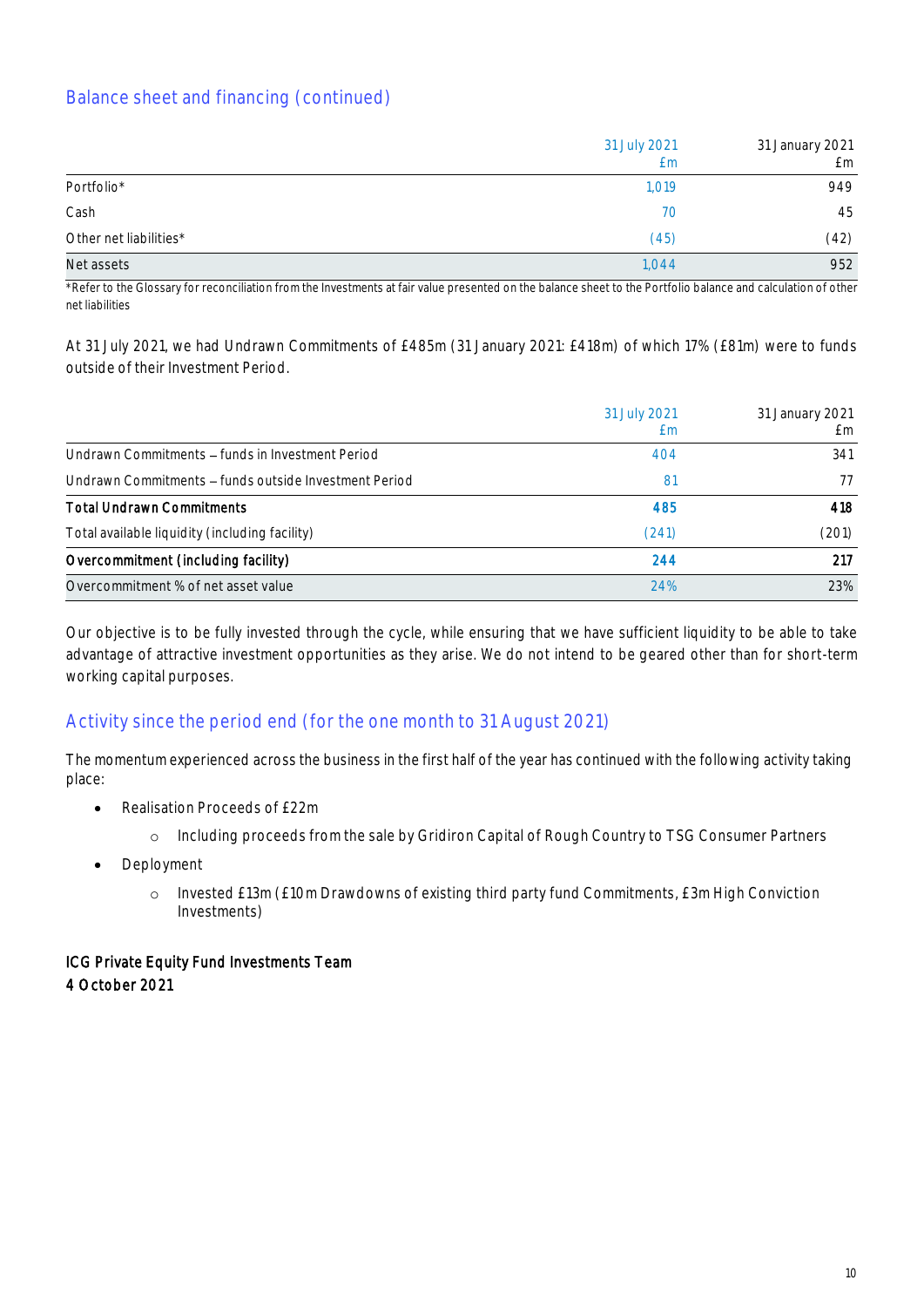## Balance sheet and financing (continued)

| | 31 July 2021 £m | 31 January 2021 £m |
|---|---|---|
| Portfolio* | 1,019 | 949 |
| Cash | 70 | 45 |
| Other net liabilities* | (45) | (42) |
| Net assets | 1,044 | 952 |

*Refer to the Glossary for reconciliation from the Investments at fair value presented on the balance sheet to the Portfolio balance and calculation of other net liabilities

At 31 July 2021, we had Undrawn Commitments of £485m (31 January 2021: £418m) of which 17% (£81m) were to funds outside of their Investment Period.

| | 31 July 2021 £m | 31 January 2021 £m |
|---|---|---|
| Undrawn Commitments – funds in Investment Period | 404 | 341 |
| Undrawn Commitments – funds outside Investment Period | 81 | 77 |
| **Total Undrawn Commitments** | **485** | **418** |
| Total available liquidity (including facility) | (241) | (201) |
| **Overcommitment (including facility)** | **244** | **217** |
| Overcommitment % of net asset value | 24% | 23% |

Our objective is to be fully invested through the cycle, while ensuring that we have sufficient liquidity to be able to take advantage of attractive investment opportunities as they arise. We do not intend to be geared other than for short-term working capital purposes.

## Activity since the period end (for the one month to 31 August 2021)

The momentum experienced across the business in the first half of the year has continued with the following activity taking place:

- Realisation Proceeds of £22m
  - Including proceeds from the sale by Gridiron Capital of Rough Country to TSG Consumer Partners
- Deployment
  - Invested £13m (£10m Drawdowns of existing third party fund Commitments, £3m High Conviction Investments)

**ICG Private Equity Fund Investments Team**
**4 October 2021**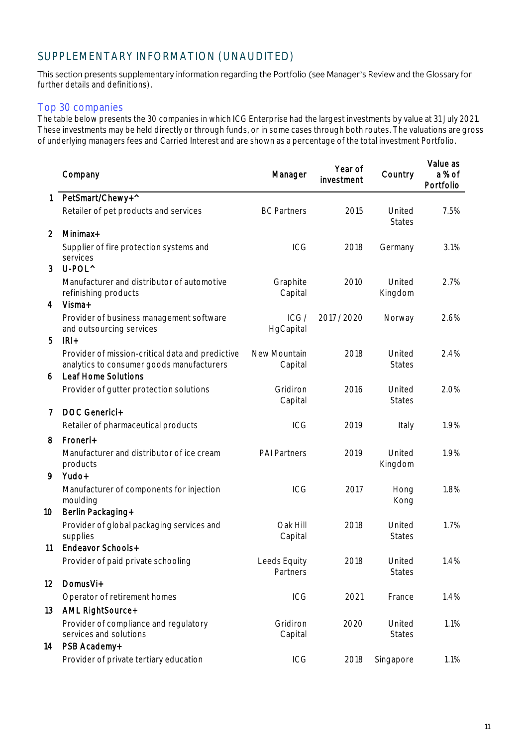# SUPPLEMENTARY INFORMATION (UNAUDITED)

This section presents supplementary information regarding the Portfolio (see Manager's Review and the Glossary for further details and definitions).

## Top 30 companies

The table below presents the 30 companies in which ICG Enterprise had the largest investments by value at 31 July 2021. These investments may be held directly or through funds, or in some cases through both routes. The valuations are gross of underlying managers fees and Carried Interest and are shown as a percentage of the total investment Portfolio.

| | Company | Manager | Year of investment | Country | Value as a % of Portfolio |
|---|---|---|---|---|---|
| 1 | **PetSmart/Chewy+^** | | | | |
| | Retailer of pet products and services | BC Partners | 2015 | United States | 7.5% |
| 2 | **Minimax+** | | | | |
| | Supplier of fire protection systems and services | ICG | 2018 | Germany | 3.1% |
| 3 | **U-POL^** | | | | |
| | Manufacturer and distributor of automotive refinishing products | Graphite Capital | 2010 | United Kingdom | 2.7% |
| 4 | **Visma+** | | | | |
| | Provider of business management software and outsourcing services | ICG / HgCapital | 2017 / 2020 | Norway | 2.6% |
| 5 | **IRI+** | | | | |
| | Provider of mission-critical data and predictive analytics to consumer goods manufacturers | New Mountain Capital | 2018 | United States | 2.4% |
| 6 | **Leaf Home Solutions** | | | | |
| | Provider of gutter protection solutions | Gridiron Capital | 2016 | United States | 2.0% |
| 7 | **DOC Generici+** | | | | |
| | Retailer of pharmaceutical products | ICG | 2019 | Italy | 1.9% |
| 8 | **Froneri+** | | | | |
| | Manufacturer and distributor of ice cream products | PAI Partners | 2019 | United Kingdom | 1.9% |
| 9 | **Yudo+** | | | | |
| | Manufacturer of components for injection moulding | ICG | 2017 | Hong Kong | 1.8% |
| 10 | **Berlin Packaging+** | | | | |
| | Provider of global packaging services and supplies | Oak Hill Capital | 2018 | United States | 1.7% |
| 11 | **Endeavor Schools+** | | | | |
| | Provider of paid private schooling | Leeds Equity Partners | 2018 | United States | 1.4% |
| 12 | **DomusVi+** | | | | |
| | Operator of retirement homes | ICG | 2021 | France | 1.4% |
| 13 | **AML RightSource+** | | | | |
| | Provider of compliance and regulatory services and solutions | Gridiron Capital | 2020 | United States | 1.1% |
| 14 | **PSB Academy+** | | | | |
| | Provider of private tertiary education | ICG | 2018 | Singapore | 1.1% |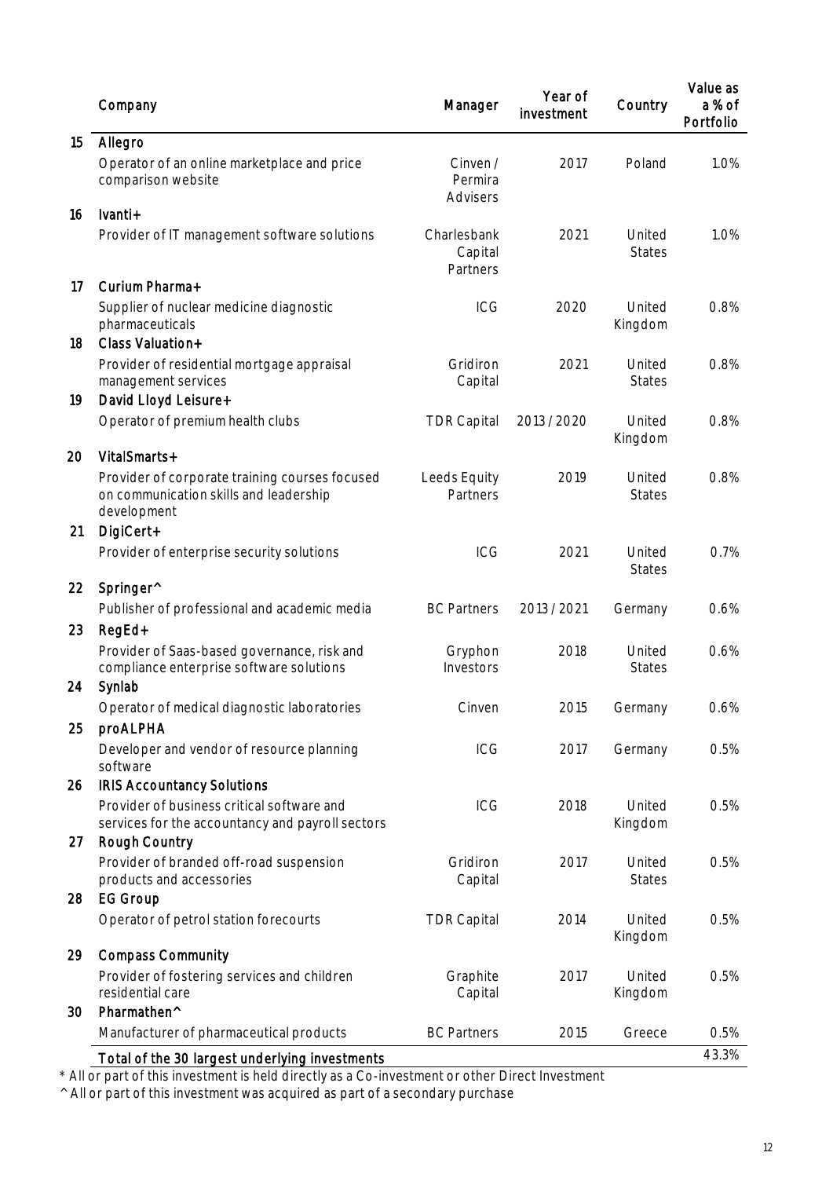| | Company | Manager | Year of investment | Country | Value as a % of Portfolio |
|---|---|---|---|---|---|
| 15 | **Allegro** | | | | |
| | Operator of an online marketplace and price comparison website | Cinven / Permira Advisers | 2017 | Poland | 1.0% |
| 16 | **Ivanti+** | | | | |
| | Provider of IT management software solutions | Charlesbank Capital Partners | 2021 | United States | 1.0% |
| 17 | **Curium Pharma+** | | | | |
| | Supplier of nuclear medicine diagnostic pharmaceuticals | ICG | 2020 | United Kingdom | 0.8% |
| 18 | **Class Valuation+** | | | | |
| | Provider of residential mortgage appraisal management services | Gridiron Capital | 2021 | United States | 0.8% |
| 19 | **David Lloyd Leisure+** | | | | |
| | Operator of premium health clubs | TDR Capital | 2013 / 2020 | United Kingdom | 0.8% |
| 20 | **VitalSmarts+** | | | | |
| | Provider of corporate training courses focused on communication skills and leadership development | Leeds Equity Partners | 2019 | United States | 0.8% |
| 21 | **DigiCert+** | | | | |
| | Provider of enterprise security solutions | ICG | 2021 | United States | 0.7% |
| 22 | **Springer^** | | | | |
| | Publisher of professional and academic media | BC Partners | 2013 / 2021 | Germany | 0.6% |
| 23 | **RegEd+** | | | | |
| | Provider of Saas-based governance, risk and compliance enterprise software solutions | Gryphon Investors | 2018 | United States | 0.6% |
| 24 | **Synlab** | | | | |
| | Operator of medical diagnostic laboratories | Cinven | 2015 | Germany | 0.6% |
| 25 | **proALPHA** | | | | |
| | Developer and vendor of resource planning software | ICG | 2017 | Germany | 0.5% |
| 26 | **IRIS Accountancy Solutions** | | | | |
| | Provider of business critical software and services for the accountancy and payroll sectors | ICG | 2018 | United Kingdom | 0.5% |
| 27 | **Rough Country** | | | | |
| | Provider of branded off-road suspension products and accessories | Gridiron Capital | 2017 | United States | 0.5% |
| 28 | **EG Group** | | | | |
| | Operator of petrol station forecourts | TDR Capital | 2014 | United Kingdom | 0.5% |
| 29 | **Compass Community** | | | | |
| | Provider of fostering services and children residential care | Graphite Capital | 2017 | United Kingdom | 0.5% |
| 30 | **Pharmathen^** | | | | |
| | Manufacturer of pharmaceutical products | BC Partners | 2015 | Greece | 0.5% |
| | **Total of the 30 largest underlying investments** | | | | 43.3% |

* All or part of this investment is held directly as a Co-investment or other Direct Investment

^ All or part of this investment was acquired as part of a secondary purchase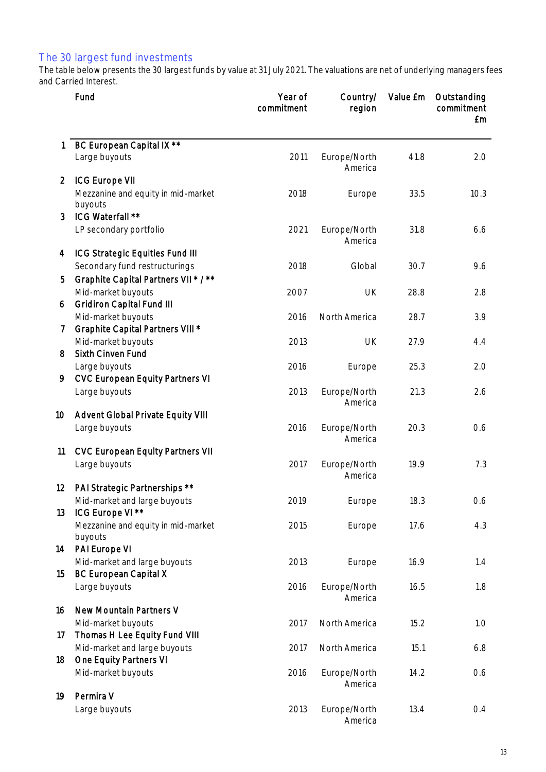## The 30 largest fund investments

The table below presents the 30 largest funds by value at 31 July 2021. The valuations are net of underlying managers fees and Carried Interest.

| | Fund | Year of commitment | Country/ region | Value £m | Outstanding commitment £m |
|---|---|---|---|---|---|
| 1 | **BC European Capital IX \*\*** | | | | |
| | Large buyouts | 2011 | Europe/North America | 41.8 | 2.0 |
| 2 | **ICG Europe VII** | | | | |
| | Mezzanine and equity in mid-market buyouts | 2018 | Europe | 33.5 | 10.3 |
| 3 | **ICG Waterfall \*\*** | | | | |
| | LP secondary portfolio | 2021 | Europe/North America | 31.8 | 6.6 |
| 4 | **ICG Strategic Equities Fund III** | | | | |
| | Secondary fund restructurings | 2018 | Global | 30.7 | 9.6 |
| 5 | **Graphite Capital Partners VII \* / \*\*** | | | | |
| | Mid-market buyouts | 2007 | UK | 28.8 | 2.8 |
| 6 | **Gridiron Capital Fund III** | | | | |
| | Mid-market buyouts | 2016 | North America | 28.7 | 3.9 |
| 7 | **Graphite Capital Partners VIII \*** | | | | |
| | Mid-market buyouts | 2013 | UK | 27.9 | 4.4 |
| 8 | **Sixth Cinven Fund** | | | | |
| | Large buyouts | 2016 | Europe | 25.3 | 2.0 |
| 9 | **CVC European Equity Partners VI** | | | | |
| | Large buyouts | 2013 | Europe/North America | 21.3 | 2.6 |
| 10 | **Advent Global Private Equity VIII** | | | | |
| | Large buyouts | 2016 | Europe/North America | 20.3 | 0.6 |
| 11 | **CVC European Equity Partners VII** | | | | |
| | Large buyouts | 2017 | Europe/North America | 19.9 | 7.3 |
| 12 | **PAI Strategic Partnerships \*\*** | | | | |
| | Mid-market and large buyouts | 2019 | Europe | 18.3 | 0.6 |
| 13 | **ICG Europe VI \*\*** | | | | |
| | Mezzanine and equity in mid-market buyouts | 2015 | Europe | 17.6 | 4.3 |
| 14 | **PAI Europe VI** | | | | |
| | Mid-market and large buyouts | 2013 | Europe | 16.9 | 1.4 |
| 15 | **BC European Capital X** | | | | |
| | Large buyouts | 2016 | Europe/North America | 16.5 | 1.8 |
| 16 | **New Mountain Partners V** | | | | |
| | Mid-market buyouts | 2017 | North America | 15.2 | 1.0 |
| 17 | **Thomas H Lee Equity Fund VIII** | | | | |
| | Mid-market and large buyouts | 2017 | North America | 15.1 | 6.8 |
| 18 | **One Equity Partners VI** | | | | |
| | Mid-market buyouts | 2016 | Europe/North America | 14.2 | 0.6 |
| 19 | **Permira V** | | | | |
| | Large buyouts | 2013 | Europe/North America | 13.4 | 0.4 |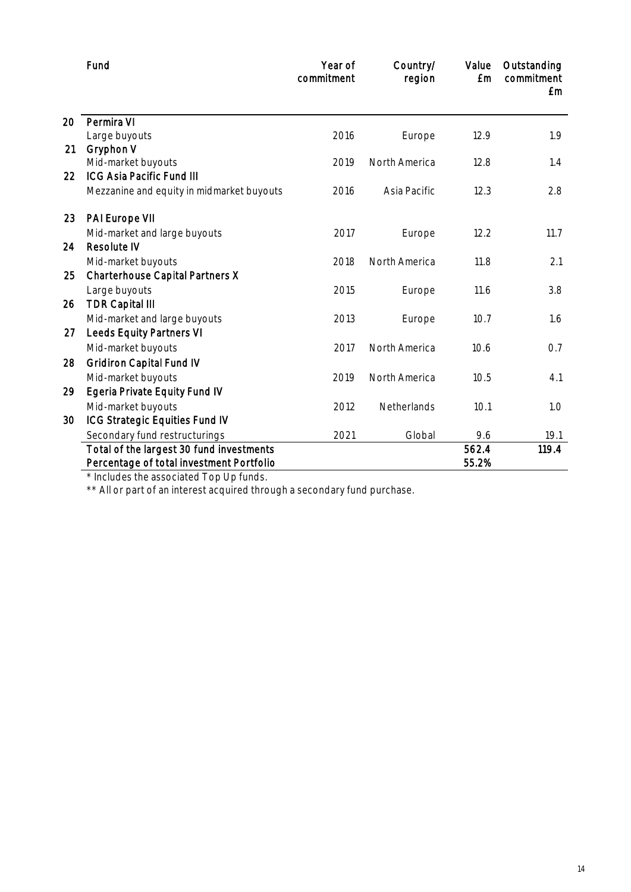| | Fund | Year of commitment | Country/ region | Value £m | Outstanding commitment £m |
|---|---|---|---|---|---|
| 20 | **Permira VI** | | | | |
| | Large buyouts | 2016 | Europe | 12.9 | 1.9 |
| 21 | **Gryphon V** | | | | |
| | Mid-market buyouts | 2019 | North America | 12.8 | 1.4 |
| 22 | **ICG Asia Pacific Fund III** | | | | |
| | Mezzanine and equity in midmarket buyouts | 2016 | Asia Pacific | 12.3 | 2.8 |
| 23 | **PAI Europe VII** | | | | |
| | Mid-market and large buyouts | 2017 | Europe | 12.2 | 11.7 |
| 24 | **Resolute IV** | | | | |
| | Mid-market buyouts | 2018 | North America | 11.8 | 2.1 |
| 25 | **Charterhouse Capital Partners X** | | | | |
| | Large buyouts | 2015 | Europe | 11.6 | 3.8 |
| 26 | **TDR Capital III** | | | | |
| | Mid-market and large buyouts | 2013 | Europe | 10.7 | 1.6 |
| 27 | **Leeds Equity Partners VI** | | | | |
| | Mid-market buyouts | 2017 | North America | 10.6 | 0.7 |
| 28 | **Gridiron Capital Fund IV** | | | | |
| | Mid-market buyouts | 2019 | North America | 10.5 | 4.1 |
| 29 | **Egeria Private Equity Fund IV** | | | | |
| | Mid-market buyouts | 2012 | Netherlands | 10.1 | 1.0 |
| 30 | **ICG Strategic Equities Fund IV** | | | | |
| | Secondary fund restructurings | 2021 | Global | 9.6 | 19.1 |
| | **Total of the largest 30 fund investments** | | | **562.4** | **119.4** |
| | **Percentage of total investment Portfolio** | | | **55.2%** | |

* Includes the associated Top Up funds.

** All or part of an interest acquired through a secondary fund purchase.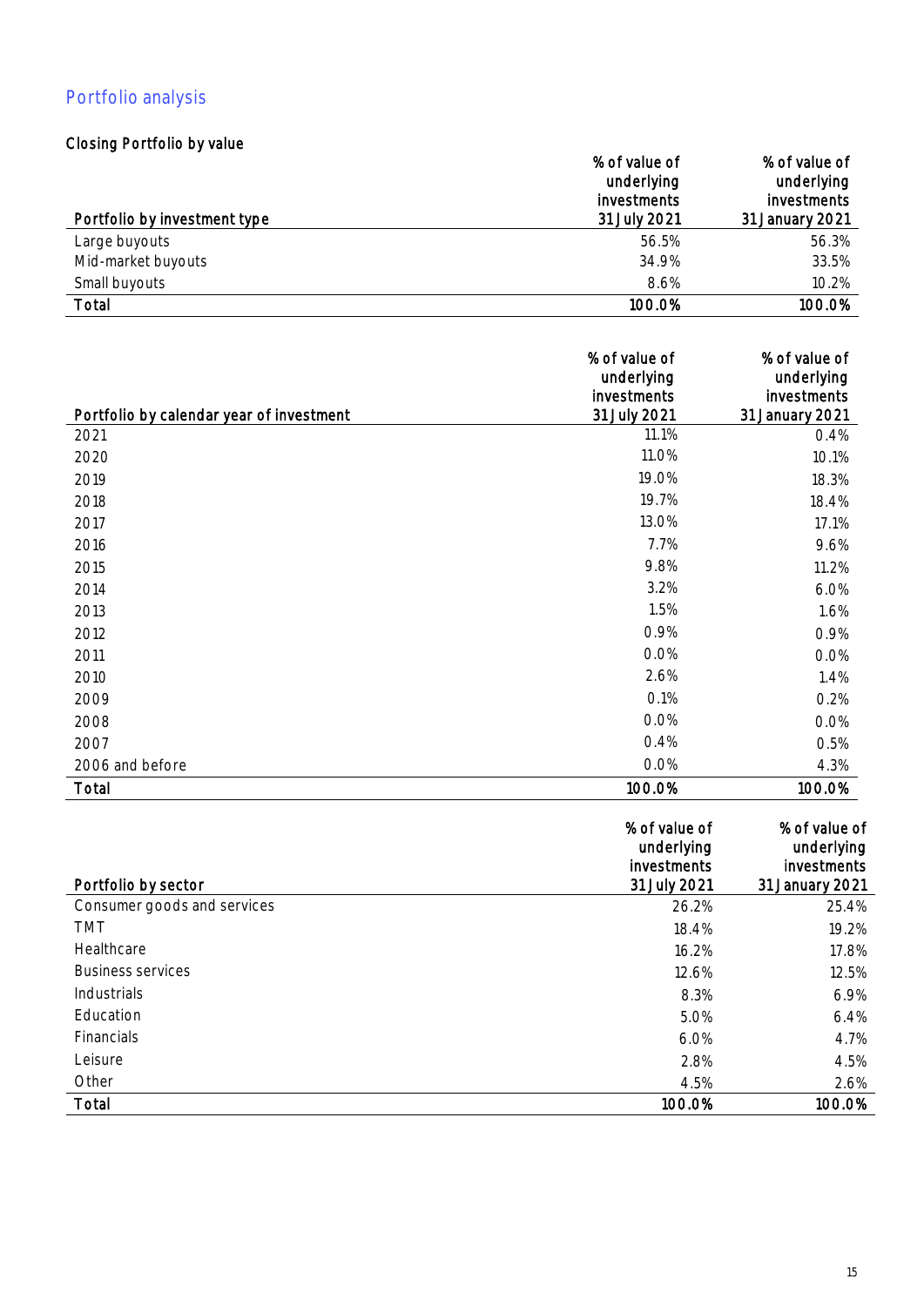## Portfolio analysis

### Closing Portfolio by value

| Portfolio by investment type | % of value of underlying investments 31 July 2021 | % of value of underlying investments 31 January 2021 |
|---|---|---|
| Large buyouts | 56.5% | 56.3% |
| Mid-market buyouts | 34.9% | 33.5% |
| Small buyouts | 8.6% | 10.2% |
| **Total** | **100.0%** | **100.0%** |

| Portfolio by calendar year of investment | % of value of underlying investments 31 July 2021 | % of value of underlying investments 31 January 2021 |
|---|---|---|
| 2021 | 11.1% | 0.4% |
| 2020 | 11.0% | 10.1% |
| 2019 | 19.0% | 18.3% |
| 2018 | 19.7% | 18.4% |
| 2017 | 13.0% | 17.1% |
| 2016 | 7.7% | 9.6% |
| 2015 | 9.8% | 11.2% |
| 2014 | 3.2% | 6.0% |
| 2013 | 1.5% | 1.6% |
| 2012 | 0.9% | 0.9% |
| 2011 | 0.0% | 0.0% |
| 2010 | 2.6% | 1.4% |
| 2009 | 0.1% | 0.2% |
| 2008 | 0.0% | 0.0% |
| 2007 | 0.4% | 0.5% |
| 2006 and before | 0.0% | 4.3% |
| **Total** | **100.0%** | **100.0%** |

| Portfolio by sector | % of value of underlying investments 31 July 2021 | % of value of underlying investments 31 January 2021 |
|---|---|---|
| Consumer goods and services | 26.2% | 25.4% |
| TMT | 18.4% | 19.2% |
| Healthcare | 16.2% | 17.8% |
| Business services | 12.6% | 12.5% |
| Industrials | 8.3% | 6.9% |
| Education | 5.0% | 6.4% |
| Financials | 6.0% | 4.7% |
| Leisure | 2.8% | 4.5% |
| Other | 4.5% | 2.6% |
| **Total** | **100.0%** | **100.0%** |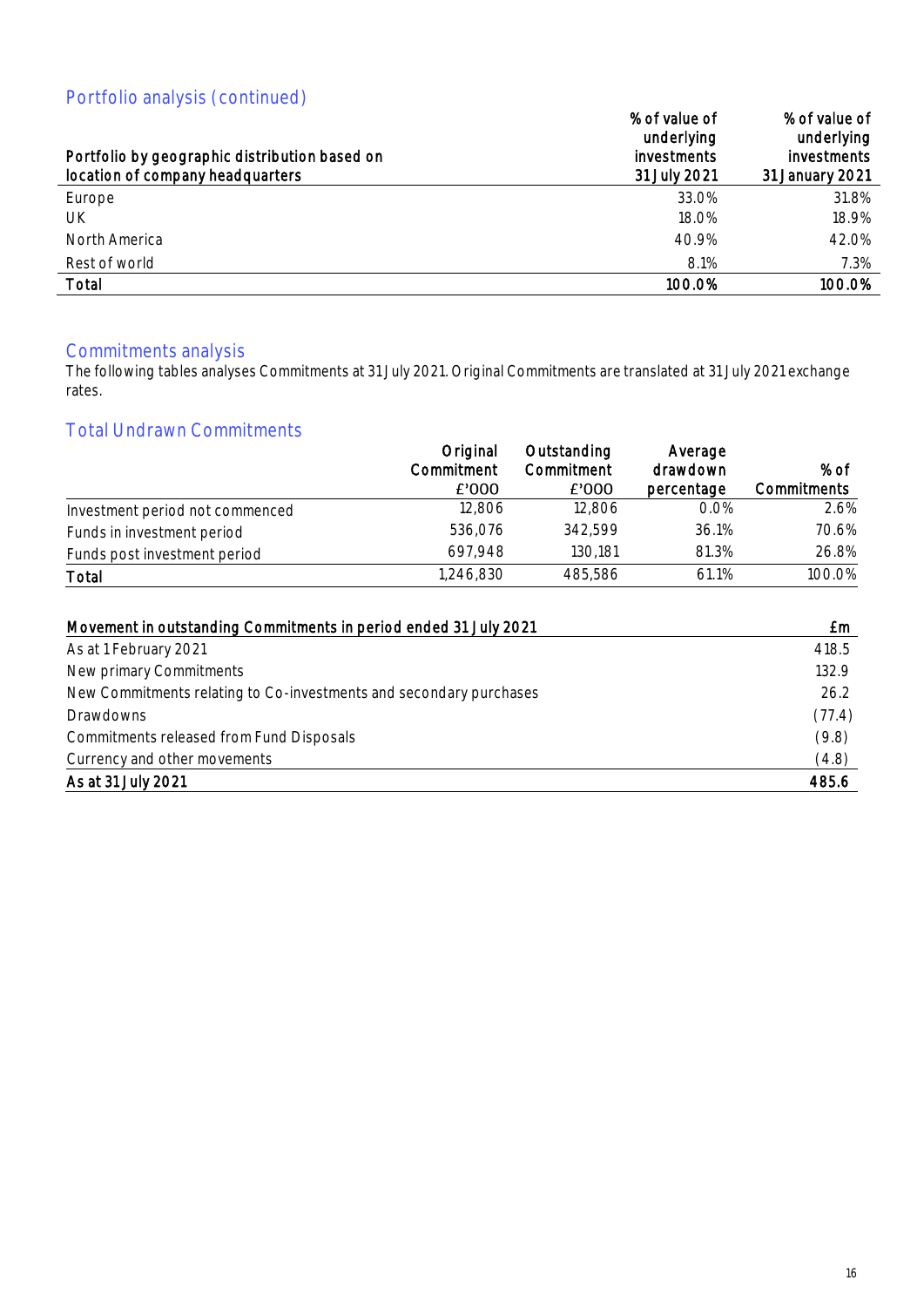## Portfolio analysis (continued)

| Portfolio by geographic distribution based on location of company headquarters | % of value of underlying investments 31 July 2021 | % of value of underlying investments 31 January 2021 |
|---|---|---|
| Europe | 33.0% | 31.8% |
| UK | 18.0% | 18.9% |
| North America | 40.9% | 42.0% |
| Rest of world | 8.1% | 7.3% |
| **Total** | **100.0%** | **100.0%** |

## Commitments analysis

The following tables analyses Commitments at 31 July 2021. Original Commitments are translated at 31 July 2021 exchange rates.

## Total Undrawn Commitments

| | Original Commitment £'000 | Outstanding Commitment £'000 | Average drawdown percentage | % of Commitments |
|---|---|---|---|---|
| Investment period not commenced | 12,806 | 12,806 | 0.0% | 2.6% |
| Funds in investment period | 536,076 | 342,599 | 36.1% | 70.6% |
| Funds post investment period | 697,948 | 130,181 | 81.3% | 26.8% |
| **Total** | 1,246,830 | 485,586 | 61.1% | 100.0% |

| Movement in outstanding Commitments in period ended 31 July 2021 | £m |
|---|---|
| As at 1 February 2021 | 418.5 |
| New primary Commitments | 132.9 |
| New Commitments relating to Co-investments and secondary purchases | 26.2 |
| Drawdowns | (77.4) |
| Commitments released from Fund Disposals | (9.8) |
| Currency and other movements | (4.8) |
| **As at 31 July 2021** | **485.6** |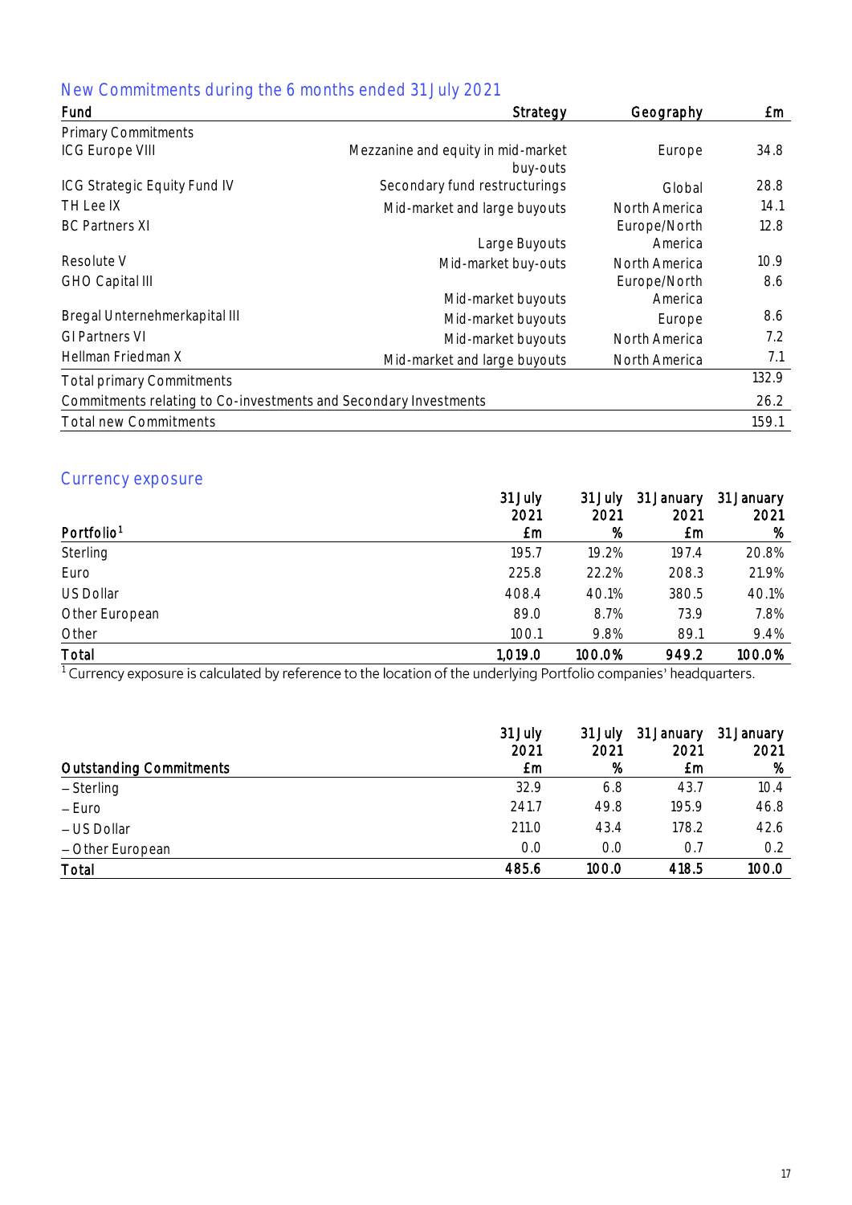## New Commitments during the 6 months ended 31 July 2021

| Fund | Strategy | Geography | £m |
|---|---|---|---|
| Primary Commitments | | | |
| ICG Europe VIII | Mezzanine and equity in mid-market buy-outs | Europe | 34.8 |
| ICG Strategic Equity Fund IV | Secondary fund restructurings | Global | 28.8 |
| TH Lee IX | Mid-market and large buyouts | North America | 14.1 |
| BC Partners XI | Large Buyouts | Europe/North America | 12.8 |
| Resolute V | Mid-market buy-outs | North America | 10.9 |
| GHO Capital III | Mid-market buyouts | Europe/North America | 8.6 |
| Bregal Unternehmerkapital III | Mid-market buyouts | Europe | 8.6 |
| GI Partners VI | Mid-market buyouts | North America | 7.2 |
| Hellman Friedman X | Mid-market and large buyouts | North America | 7.1 |
| Total primary Commitments | | | 132.9 |
| Commitments relating to Co-investments and Secondary Investments | | | 26.2 |
| Total new Commitments | | | 159.1 |

## Currency exposure

| Portfolio[1] | 31 July 2021 £m | 31 July 2021 % | 31 January 2021 £m | 31 January 2021 % |
|---|---|---|---|---|
| Sterling | 195.7 | 19.2% | 197.4 | 20.8% |
| Euro | 225.8 | 22.2% | 208.3 | 21.9% |
| US Dollar | 408.4 | 40.1% | 380.5 | 40.1% |
| Other European | 89.0 | 8.7% | 73.9 | 7.8% |
| Other | 100.1 | 9.8% | 89.1 | 9.4% |
| **Total** | **1,019.0** | **100.0%** | **949.2** | **100.0%** |

[1] Currency exposure is calculated by reference to the location of the underlying Portfolio companies' headquarters.

| Outstanding Commitments | 31 July 2021 £m | 31 July 2021 % | 31 January 2021 £m | 31 January 2021 % |
|---|---|---|---|---|
| – Sterling | 32.9 | 6.8 | 43.7 | 10.4 |
| – Euro | 241.7 | 49.8 | 195.9 | 46.8 |
| – US Dollar | 211.0 | 43.4 | 178.2 | 42.6 |
| – Other European | 0.0 | 0.0 | 0.7 | 0.2 |
| **Total** | **485.6** | **100.0** | **418.5** | **100.0** |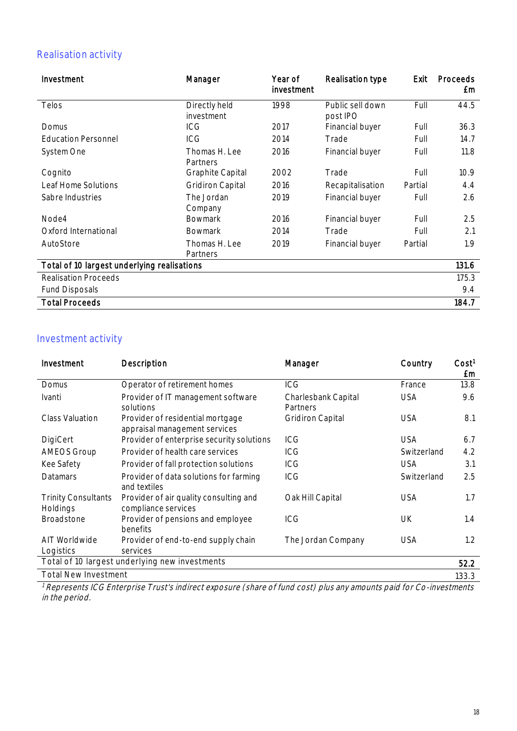## Realisation activity

| Investment | Manager | Year of investment | Realisation type | Exit | Proceeds £m |
|---|---|---|---|---|---|
| Telos | Directly held investment | 1998 | Public sell down post IPO | Full | 44.5 |
| Domus | ICG | 2017 | Financial buyer | Full | 36.3 |
| Education Personnel | ICG | 2014 | Trade | Full | 14.7 |
| System One | Thomas H. Lee Partners | 2016 | Financial buyer | Full | 11.8 |
| Cognito | Graphite Capital | 2002 | Trade | Full | 10.9 |
| Leaf Home Solutions | Gridiron Capital | 2016 | Recapitalisation | Partial | 4.4 |
| Sabre Industries | The Jordan Company | 2019 | Financial buyer | Full | 2.6 |
| Node4 | Bowmark | 2016 | Financial buyer | Full | 2.5 |
| Oxford International | Bowmark | 2014 | Trade | Full | 2.1 |
| AutoStore | Thomas H. Lee Partners | 2019 | Financial buyer | Partial | 1.9 |
| **Total of 10 largest underlying realisations** | | | | | **131.6** |
| Realisation Proceeds | | | | | 175.3 |
| Fund Disposals | | | | | 9.4 |
| **Total Proceeds** | | | | | **184.7** |

## Investment activity

| Investment | Description | Manager | Country | Cost[1] £m |
|---|---|---|---|---|
| Domus | Operator of retirement homes | ICG | France | 13.8 |
| Ivanti | Provider of IT management software solutions | Charlesbank Capital Partners | USA | 9.6 |
| Class Valuation | Provider of residential mortgage appraisal management services | Gridiron Capital | USA | 8.1 |
| DigiCert | Provider of enterprise security solutions | ICG | USA | 6.7 |
| AMEOS Group | Provider of health care services | ICG | Switzerland | 4.2 |
| Kee Safety | Provider of fall protection solutions | ICG | USA | 3.1 |
| Datamars | Provider of data solutions for farming and textiles | ICG | Switzerland | 2.5 |
| Trinity Consultants Holdings | Provider of air quality consulting and compliance services | Oak Hill Capital | USA | 1.7 |
| Broadstone | Provider of pensions and employee benefits | ICG | UK | 1.4 |
| AIT Worldwide Logistics | Provider of end-to-end supply chain services | The Jordan Company | USA | 1.2 |
| Total of 10 largest underlying new investments | | | | **52.2** |
| Total New Investment | | | | 133.3 |

[1] *Represents ICG Enterprise Trust's indirect exposure (share of fund cost) plus any amounts paid for Co-investments in the period.*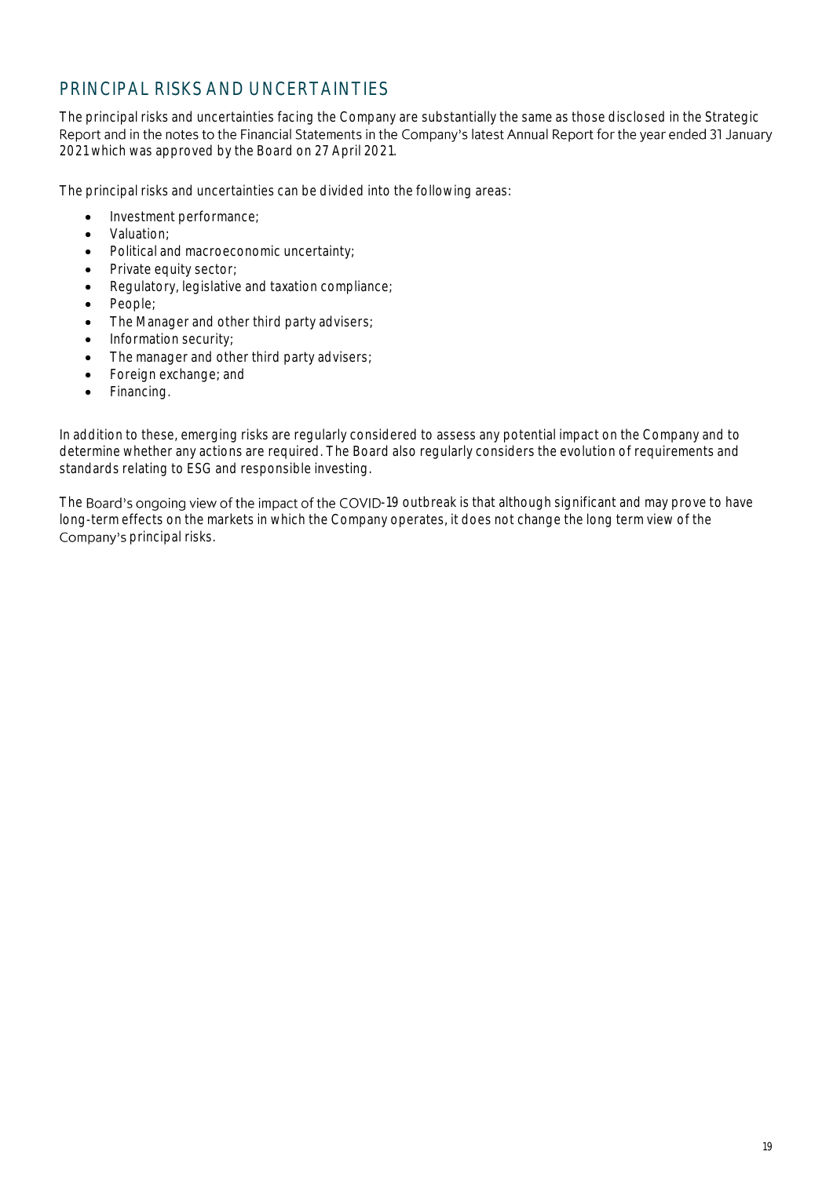## PRINCIPAL RISKS AND UNCERTAINTIES

The principal risks and uncertainties facing the Company are substantially the same as those disclosed in the Strategic Report and in the notes to the Financial Statements in the Company's latest Annual Report for the year ended 31 January 2021 which was approved by the Board on 27 April 2021.

The principal risks and uncertainties can be divided into the following areas:

- Investment performance;
- Valuation;
- Political and macroeconomic uncertainty;
- Private equity sector;
- Regulatory, legislative and taxation compliance;
- People;
- The Manager and other third party advisers;
- Information security;
- The manager and other third party advisers;
- Foreign exchange; and
- Financing.

In addition to these, emerging risks are regularly considered to assess any potential impact on the Company and to determine whether any actions are required. The Board also regularly considers the evolution of requirements and standards relating to ESG and responsible investing.

The Board's ongoing view of the impact of the COVID-19 outbreak is that although significant and may prove to have long-term effects on the markets in which the Company operates, it does not change the long term view of the Company's principal risks.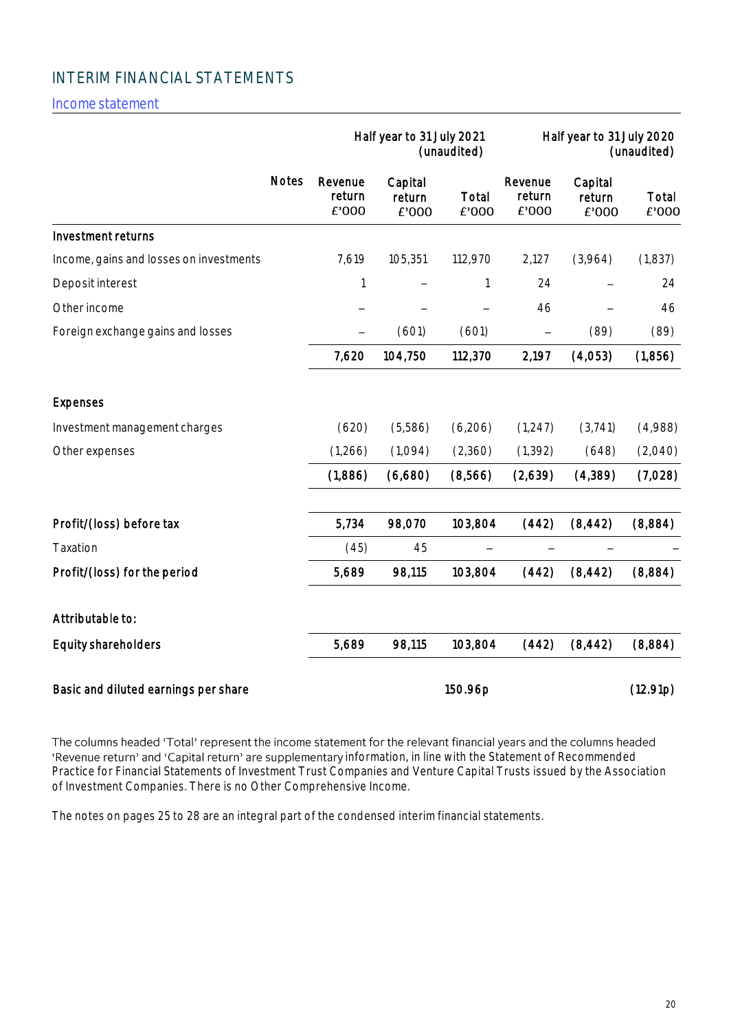# INTERIM FINANCIAL STATEMENTS

## Income statement

| | Notes | Half year to 31 July 2021 (unaudited) | | | Half year to 31 July 2020 (unaudited) | | |
|---|---|---|---|---|---|---|---|
| | | Revenue return £'000 | Capital return £'000 | Total £'000 | Revenue return £'000 | Capital return £'000 | Total £'000 |
| **Investment returns** | | | | | | | |
| Income, gains and losses on investments | | 7,619 | 105,351 | 112,970 | 2,127 | (3,964) | (1,837) |
| Deposit interest | | 1 | – | 1 | 24 | – | 24 |
| Other income | | – | – | – | 46 | – | 46 |
| Foreign exchange gains and losses | | – | (601) | (601) | – | (89) | (89) |
| | | **7,620** | **104,750** | **112,370** | **2,197** | **(4,053)** | **(1,856)** |
| **Expenses** | | | | | | | |
| Investment management charges | | (620) | (5,586) | (6,206) | (1,247) | (3,741) | (4,988) |
| Other expenses | | (1,266) | (1,094) | (2,360) | (1,392) | (648) | (2,040) |
| | | **(1,886)** | **(6,680)** | **(8,566)** | **(2,639)** | **(4,389)** | **(7,028)** |
| **Profit/(loss) before tax** | | **5,734** | **98,070** | **103,804** | **(442)** | **(8,442)** | **(8,884)** |
| Taxation | | (45) | 45 | – | – | – | – |
| **Profit/(loss) for the period** | | **5,689** | **98,115** | **103,804** | **(442)** | **(8,442)** | **(8,884)** |
| **Attributable to:** | | | | | | | |
| **Equity shareholders** | | **5,689** | **98,115** | **103,804** | **(442)** | **(8,442)** | **(8,884)** |
| **Basic and diluted earnings per share** | | | | **150.96p** | | | **(12.91p)** |

The columns headed 'Total' represent the income statement for the relevant financial years and the columns headed 'Revenue return' and 'Capital return' are supplementary information, in line with the Statement of Recommended Practice for Financial Statements of Investment Trust Companies and Venture Capital Trusts issued by the Association of Investment Companies. There is no Other Comprehensive Income.

The notes on pages 25 to 28 are an integral part of the condensed interim financial statements.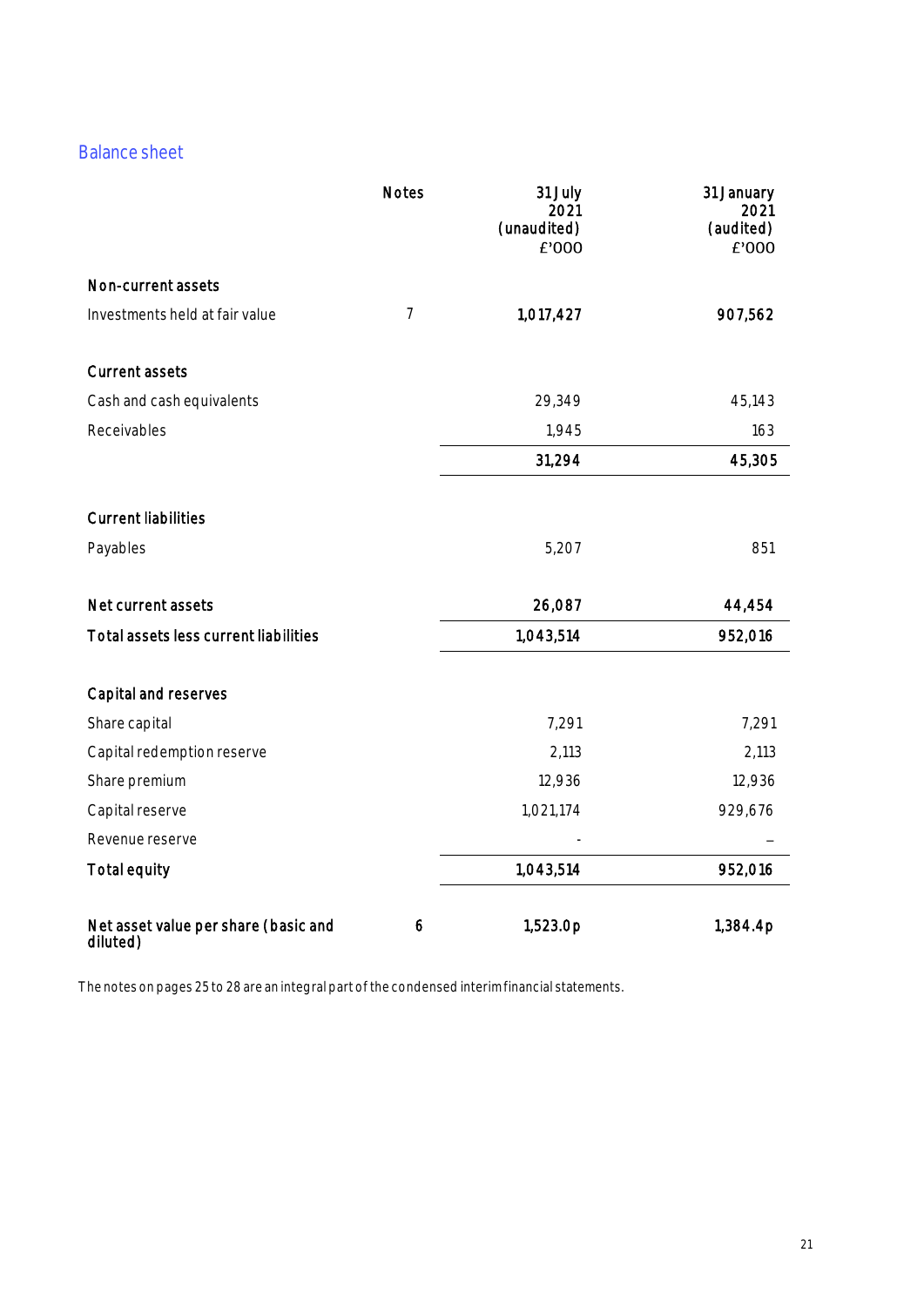## Balance sheet

| | Notes | 31 July 2021 (unaudited) £'000 | 31 January 2021 (audited) £'000 |
|---|---|---|---|
| **Non-current assets** | | | |
| Investments held at fair value | 7 | **1,017,427** | **907,562** |
| | | | |
| **Current assets** | | | |
| Cash and cash equivalents | | 29,349 | 45,143 |
| Receivables | | 1,945 | 163 |
| | | **31,294** | **45,305** |
| | | | |
| **Current liabilities** | | | |
| Payables | | 5,207 | 851 |
| | | | |
| **Net current assets** | | **26,087** | **44,454** |
| **Total assets less current liabilities** | | **1,043,514** | **952,016** |
| | | | |
| **Capital and reserves** | | | |
| Share capital | | 7,291 | 7,291 |
| Capital redemption reserve | | 2,113 | 2,113 |
| Share premium | | 12,936 | 12,936 |
| Capital reserve | | 1,021,174 | 929,676 |
| Revenue reserve | | - | – |
| **Total equity** | | **1,043,514** | **952,016** |
| | | | |
| **Net asset value per share (basic and diluted)** | 6 | **1,523.0p** | **1,384.4p** |

The notes on pages 25 to 28 are an integral part of the condensed interim financial statements.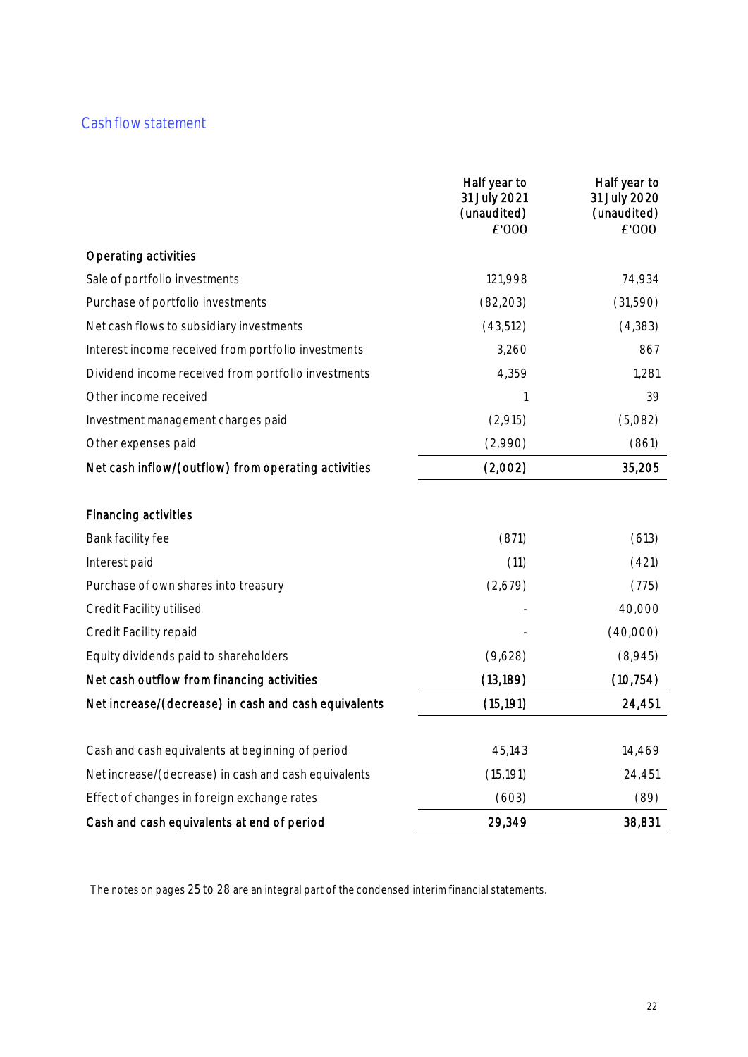## Cash flow statement

| | Half year to 31 July 2021 (unaudited) £'000 | Half year to 31 July 2020 (unaudited) £'000 |
|---|---|---|
| **Operating activities** | | |
| Sale of portfolio investments | 121,998 | 74,934 |
| Purchase of portfolio investments | (82,203) | (31,590) |
| Net cash flows to subsidiary investments | (43,512) | (4,383) |
| Interest income received from portfolio investments | 3,260 | 867 |
| Dividend income received from portfolio investments | 4,359 | 1,281 |
| Other income received | 1 | 39 |
| Investment management charges paid | (2,915) | (5,082) |
| Other expenses paid | (2,990) | (861) |
| **Net cash inflow/(outflow) from operating activities** | **(2,002)** | **35,205** |
| | | |
| **Financing activities** | | |
| Bank facility fee | (871) | (613) |
| Interest paid | (11) | (421) |
| Purchase of own shares into treasury | (2,679) | (775) |
| Credit Facility utilised | - | 40,000 |
| Credit Facility repaid | - | (40,000) |
| Equity dividends paid to shareholders | (9,628) | (8,945) |
| **Net cash outflow from financing activities** | **(13,189)** | **(10,754)** |
| **Net increase/(decrease) in cash and cash equivalents** | **(15,191)** | **24,451** |
| | | |
| Cash and cash equivalents at beginning of period | 45,143 | 14,469 |
| Net increase/(decrease) in cash and cash equivalents | (15,191) | 24,451 |
| Effect of changes in foreign exchange rates | (603) | (89) |
| **Cash and cash equivalents at end of period** | **29,349** | **38,831** |

The notes on pages 25 to 28 are an integral part of the condensed interim financial statements.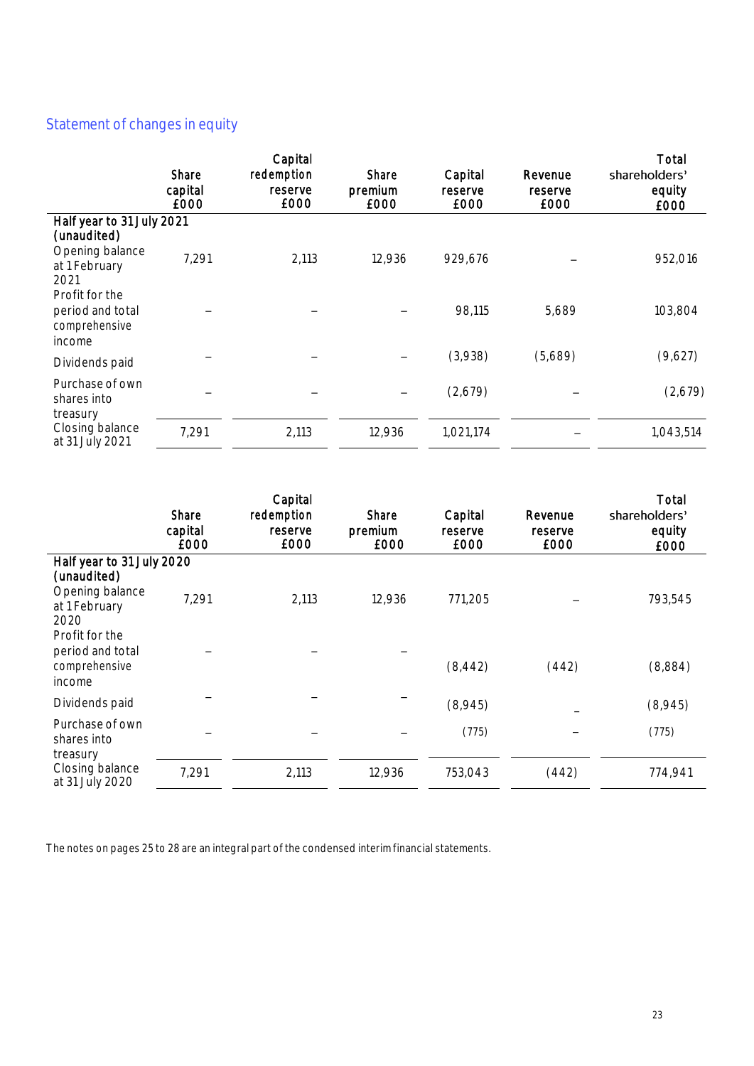## Statement of changes in equity

| | Share capital £000 | Capital redemption reserve £000 | Share premium £000 | Capital reserve £000 | Revenue reserve £000 | Total shareholders' equity £000 |
|---|---|---|---|---|---|---|
| **Half year to 31 July 2021 (unaudited)** | | | | | | |
| Opening balance at 1 February 2021 | 7,291 | 2,113 | 12,936 | 929,676 | – | 952,016 |
| Profit for the period and total comprehensive income | – | – | – | 98,115 | 5,689 | 103,804 |
| Dividends paid | – | – | – | (3,938) | (5,689) | (9,627) |
| Purchase of own shares into treasury | – | – | – | (2,679) | – | (2,679) |
| Closing balance at 31 July 2021 | 7,291 | 2,113 | 12,936 | 1,021,174 | – | 1,043,514 |

| | Share capital £000 | Capital redemption reserve £000 | Share premium £000 | Capital reserve £000 | Revenue reserve £000 | Total shareholders' equity £000 |
|---|---|---|---|---|---|---|
| **Half year to 31 July 2020 (unaudited)** | | | | | | |
| Opening balance at 1 February 2020 | 7,291 | 2,113 | 12,936 | 771,205 | – | 793,545 |
| Profit for the period and total comprehensive income | – | – | – | (8,442) | (442) | (8,884) |
| Dividends paid | – | – | – | (8,945) | – | (8,945) |
| Purchase of own shares into treasury | – | – | – | (775) | – | (775) |
| Closing balance at 31 July 2020 | 7,291 | 2,113 | 12,936 | 753,043 | (442) | 774,941 |

The notes on pages 25 to 28 are an integral part of the condensed interim financial statements.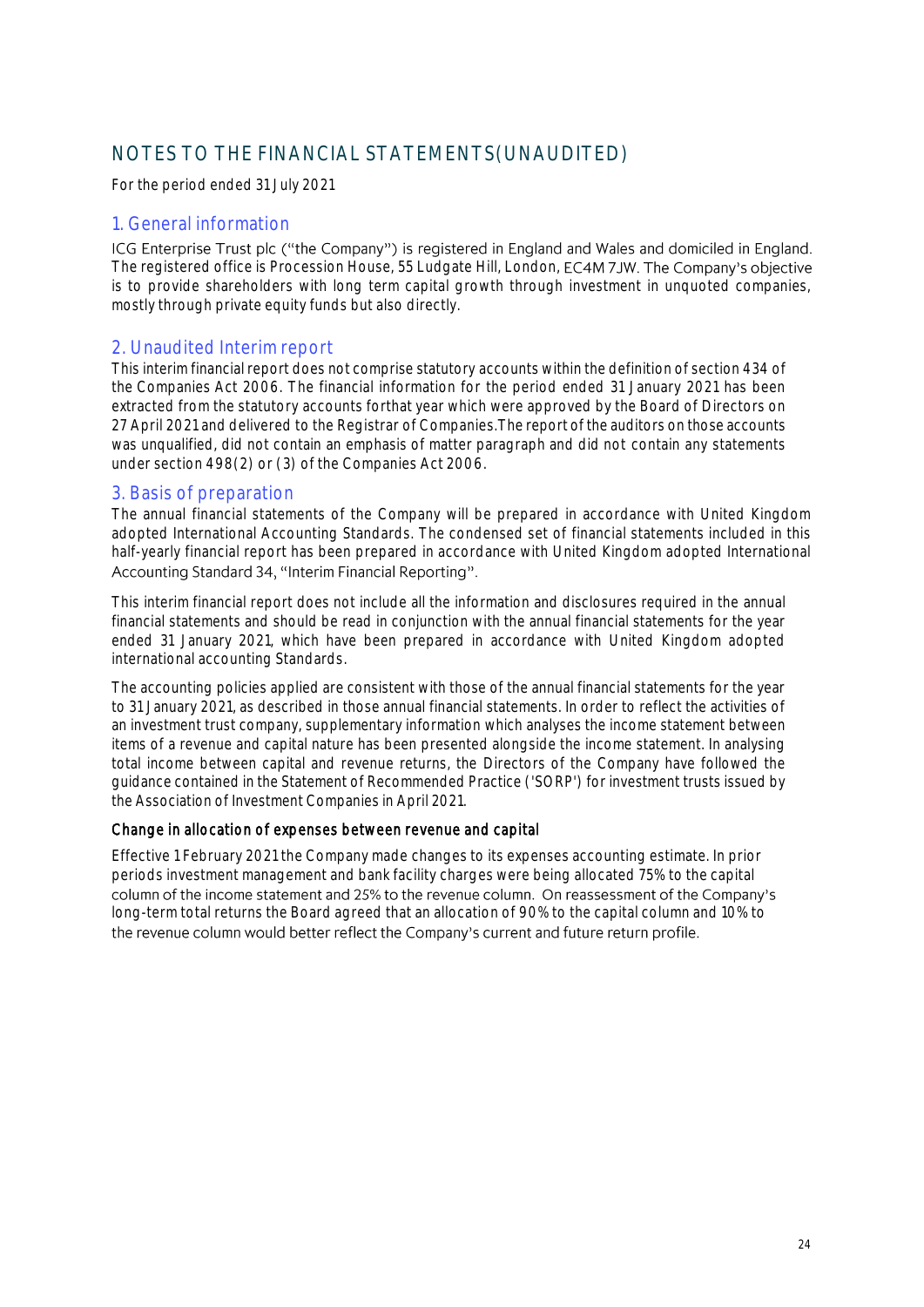# NOTES TO THE FINANCIAL STATEMENTS(UNAUDITED)

For the period ended 31 July 2021

## 1. General information

ICG Enterprise Trust plc ("the Company") is registered in England and Wales and domiciled in England. The registered office is Procession House, 55 Ludgate Hill, London, EC4M 7JW. The Company's objective is to provide shareholders with long term capital growth through investment in unquoted companies, mostly through private equity funds but also directly.

## 2. Unaudited Interim report

This interim financial report does not comprise statutory accounts within the definition of section 434 of the Companies Act 2006. The financial information for the period ended 31 January 2021 has been extracted from the statutory accounts forthat year which were approved by the Board of Directors on 27 April 2021 and delivered to the Registrar of Companies.The report of the auditors on those accounts was unqualified, did not contain an emphasis of matter paragraph and did not contain any statements under section 498(2) or (3) of the Companies Act 2006.

## 3. Basis of preparation

The annual financial statements of the Company will be prepared in accordance with United Kingdom adopted International Accounting Standards. The condensed set of financial statements included in this half-yearly financial report has been prepared in accordance with United Kingdom adopted International Accounting Standard 34, "Interim Financial Reporting".

This interim financial report does not include all the information and disclosures required in the annual financial statements and should be read in conjunction with the annual financial statements for the year ended 31 January 2021, which have been prepared in accordance with United Kingdom adopted international accounting Standards.

The accounting policies applied are consistent with those of the annual financial statements for the year to 31 January 2021, as described in those annual financial statements. In order to reflect the activities of an investment trust company, supplementary information which analyses the income statement between items of a revenue and capital nature has been presented alongside the income statement. In analysing total income between capital and revenue returns, the Directors of the Company have followed the guidance contained in the Statement of Recommended Practice ('SORP') for investment trusts issued by the Association of Investment Companies in April 2021.

### Change in allocation of expenses between revenue and capital

Effective 1 February 2021 the Company made changes to its expenses accounting estimate. In prior periods investment management and bank facility charges were being allocated 75% to the capital column of the income statement and 25% to the revenue column. On reassessment of the Company's long-term total returns the Board agreed that an allocation of 90% to the capital column and 10% to the revenue column would better reflect the Company's current and future return profile.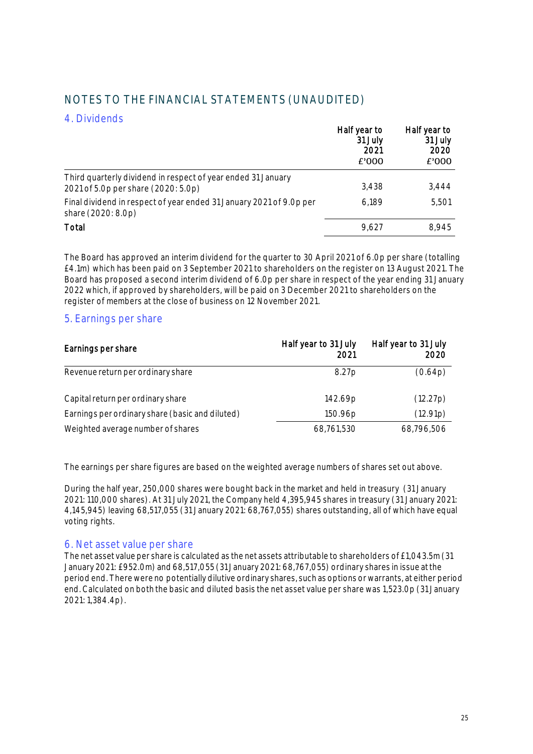# NOTES TO THE FINANCIAL STATEMENTS (UNAUDITED)

## 4. Dividends

| | Half year to 31 July 2021 £'000 | Half year to 31 July 2020 £'000 |
|---|---|---|
| Third quarterly dividend in respect of year ended 31 January 2021 of 5.0p per share (2020: 5.0p) | 3,438 | 3,444 |
| Final dividend in respect of year ended 31 January 2021 of 9.0p per share (2020: 8.0p) | 6,189 | 5,501 |
| **Total** | 9,627 | 8,945 |

The Board has approved an interim dividend for the quarter to 30 April 2021 of 6.0p per share (totalling £4.1m) which has been paid on 3 September 2021 to shareholders on the register on 13 August 2021. The Board has proposed a second interim dividend of 6.0p per share in respect of the year ending 31 January 2022 which, if approved by shareholders, will be paid on 3 December 2021 to shareholders on the register of members at the close of business on 12 November 2021.

## 5. Earnings per share

| Earnings per share | Half year to 31 July 2021 | Half year to 31 July 2020 |
|---|---|---|
| Revenue return per ordinary share | 8.27p | (0.64p) |
| Capital return per ordinary share | 142.69p | (12.27p) |
| Earnings per ordinary share (basic and diluted) | 150.96p | (12.91p) |
| Weighted average number of shares | 68,761,530 | 68,796,506 |

The earnings per share figures are based on the weighted average numbers of shares set out above.

During the half year, 250,000 shares were bought back in the market and held in treasury (31 January 2021: 110,000 shares). At 31 July 2021, the Company held 4,395,945 shares in treasury (31 January 2021: 4,145,945) leaving 68,517,055 (31 January 2021: 68,767,055) shares outstanding, all of which have equal voting rights.

## 6. Net asset value per share

The net asset value per share is calculated as the net assets attributable to shareholders of £1,043.5m (31 January 2021: £952.0m) and 68,517,055 (31 January 2021: 68,767,055) ordinary shares in issue at the period end. There were no potentially dilutive ordinary shares, such as options or warrants, at either period end. Calculated on both the basic and diluted basis the net asset value per share was 1,523.0p (31 January 2021: 1,384.4p).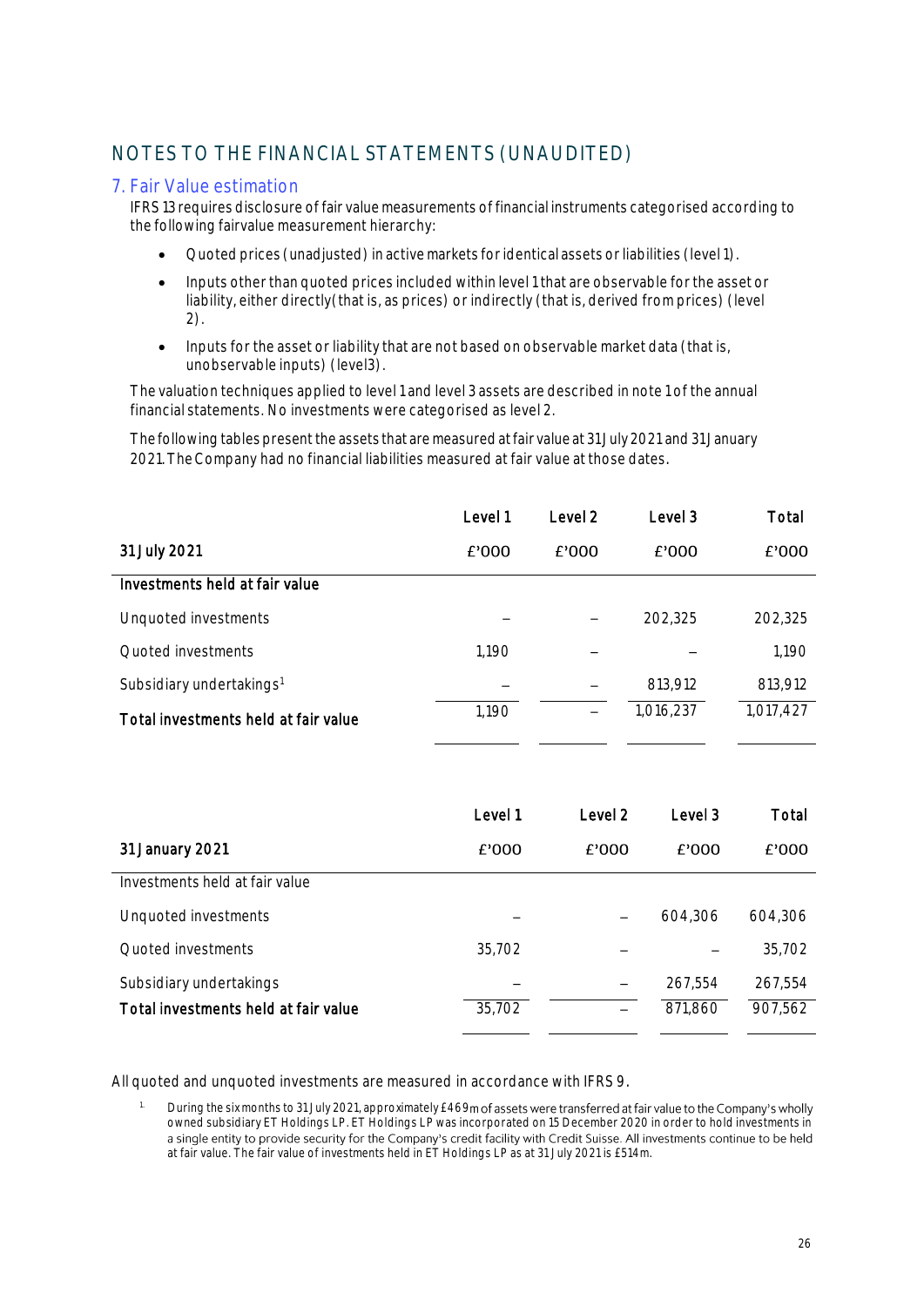# NOTES TO THE FINANCIAL STATEMENTS (UNAUDITED)

## 7. Fair Value estimation

IFRS 13 requires disclosure of fair value measurements of financial instruments categorised according to the following fairvalue measurement hierarchy:

- Quoted prices (unadjusted) in active markets for identical assets or liabilities (level 1).
- Inputs other than quoted prices included within level 1 that are observable for the asset or liability, either directly(that is, as prices) or indirectly (that is, derived from prices) (level 2).
- Inputs for the asset or liability that are not based on observable market data (that is, unobservable inputs) (level3).

The valuation techniques applied to level 1 and level 3 assets are described in note 1 of the annual financial statements. No investments were categorised as level 2.

The following tables present the assets that are measured at fair value at 31 July 2021 and 31 January 2021. The Company had no financial liabilities measured at fair value at those dates.

| 31 July 2021 | Level 1<br>£'000 | Level 2<br>£'000 | Level 3<br>£'000 | Total<br>£'000 |
|---|---|---|---|---|
| **Investments held at fair value** | | | | |
| Unquoted investments | – | – | 202,325 | 202,325 |
| Quoted investments | 1,190 | – | – | 1,190 |
| Subsidiary undertakings[1] | – | – | 813,912 | 813,912 |
| **Total investments held at fair value** | 1,190 | – | 1,016,237 | 1,017,427 |

| 31 January 2021 | Level 1<br>£'000 | Level 2<br>£'000 | Level 3<br>£'000 | Total<br>£'000 |
|---|---|---|---|---|
| Investments held at fair value | | | | |
| Unquoted investments | – | – | 604,306 | 604,306 |
| Quoted investments | 35,702 | – | – | 35,702 |
| Subsidiary undertakings | – | – | 267,554 | 267,554 |
| **Total investments held at fair value** | 35,702 | – | 871,860 | 907,562 |

All quoted and unquoted investments are measured in accordance with IFRS 9.

1. During the six months to 31 July 2021, approximately £469m of assets were transferred at fair value to the Company's wholly owned subsidiary ET Holdings LP. ET Holdings LP was incorporated on 15 December 2020 in order to hold investments in a single entity to provide security for the Company's credit facility with Credit Suisse. All investments continue to be held at fair value. The fair value of investments held in ET Holdings LP as at 31 July 2021 is £514m.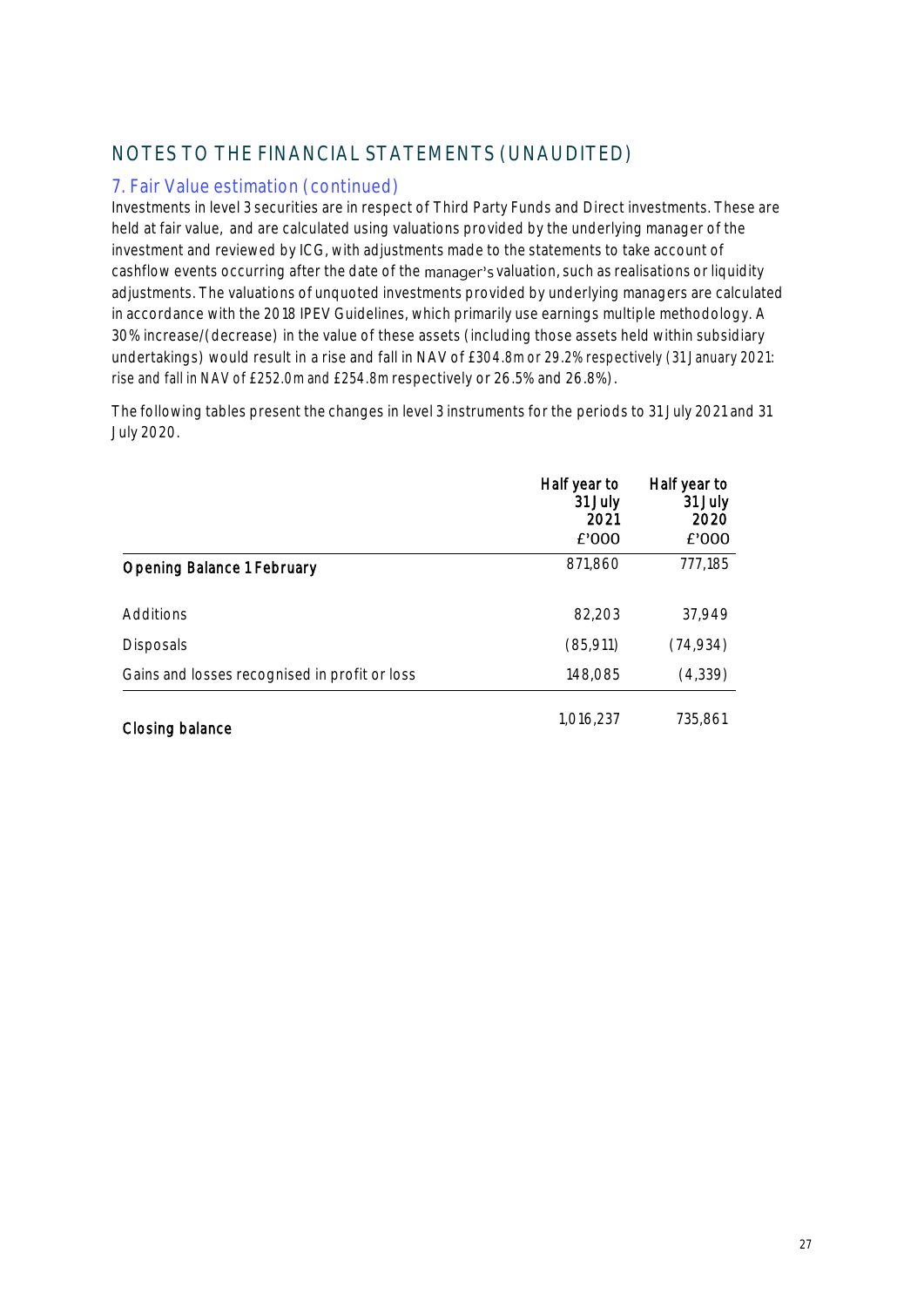# NOTES TO THE FINANCIAL STATEMENTS (UNAUDITED)

## 7. Fair Value estimation (continued)

Investments in level 3 securities are in respect of Third Party Funds and Direct investments. These are held at fair value, and are calculated using valuations provided by the underlying manager of the investment and reviewed by ICG, with adjustments made to the statements to take account of cashflow events occurring after the date of the manager's valuation, such as realisations or liquidity adjustments. The valuations of unquoted investments provided by underlying managers are calculated in accordance with the 2018 IPEV Guidelines, which primarily use earnings multiple methodology. A 30% increase/(decrease) in the value of these assets (including those assets held within subsidiary undertakings) would result in a rise and fall in NAV of £304.8m or 29.2% respectively (31 January 2021: rise and fall in NAV of £252.0m and £254.8m respectively or 26.5% and 26.8%).

The following tables present the changes in level 3 instruments for the periods to 31 July 2021 and 31 July 2020.

| | Half year to 31 July 2021 £'000 | Half year to 31 July 2020 £'000 |
|---|---|---|
| **Opening Balance 1 February** | 871,860 | 777,185 |
| Additions | 82,203 | 37,949 |
| Disposals | (85,911) | (74,934) |
| Gains and losses recognised in profit or loss | 148,085 | (4,339) |
| **Closing balance** | 1,016,237 | 735,861 |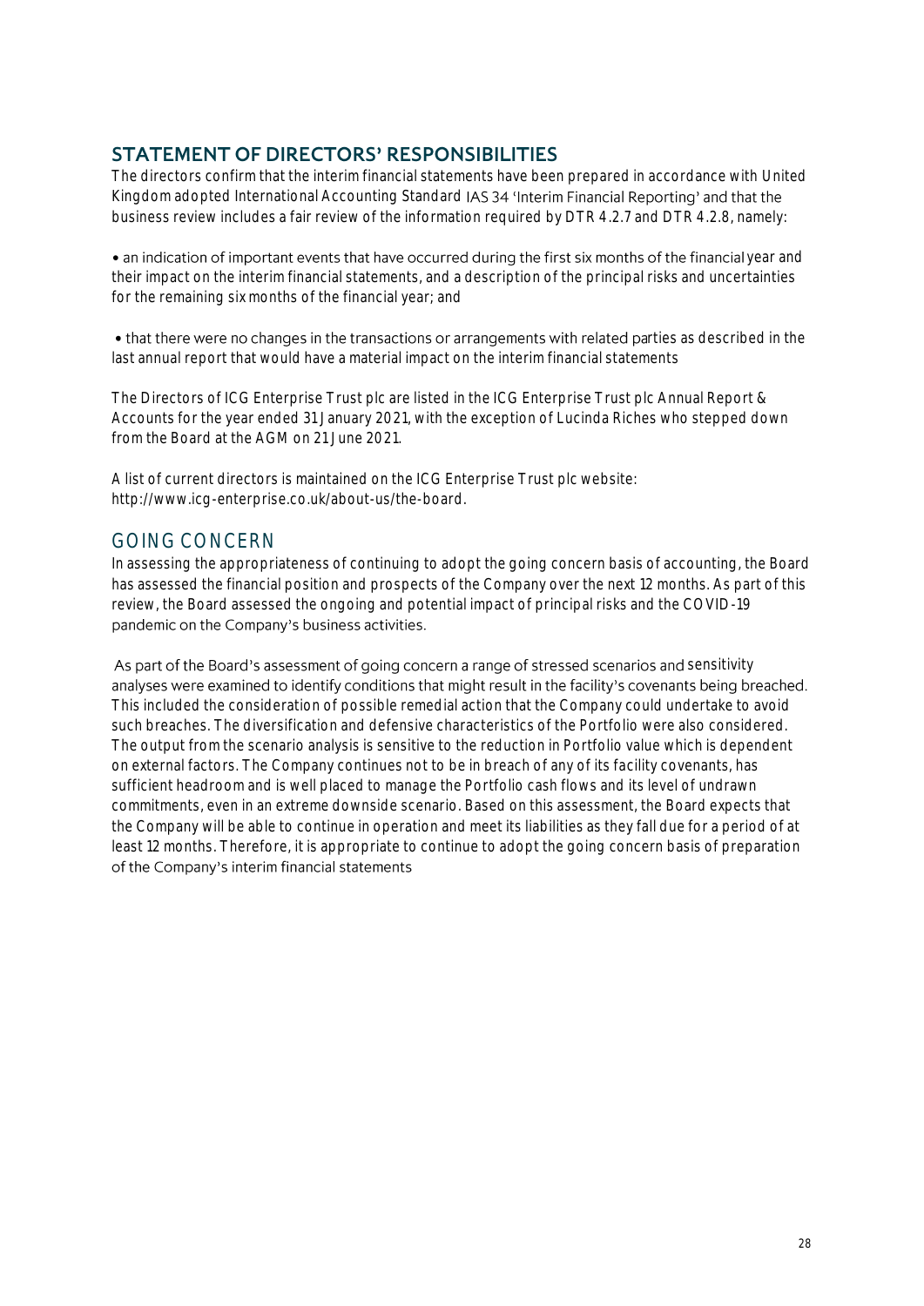## STATEMENT OF DIRECTORS' RESPONSIBILITIES

The directors confirm that the interim financial statements have been prepared in accordance with United Kingdom adopted International Accounting Standard IAS 34 'Interim Financial Reporting' and that the business review includes a fair review of the information required by DTR 4.2.7 and DTR 4.2.8, namely:

• an indication of important events that have occurred during the first six months of the financial year and their impact on the interim financial statements, and a description of the principal risks and uncertainties for the remaining six months of the financial year; and

• that there were no changes in the transactions or arrangements with related parties as described in the last annual report that would have a material impact on the interim financial statements

The Directors of ICG Enterprise Trust plc are listed in the ICG Enterprise Trust plc Annual Report & Accounts for the year ended 31 January 2021, with the exception of Lucinda Riches who stepped down from the Board at the AGM on 21 June 2021.

A list of current directors is maintained on the ICG Enterprise Trust plc website: http://www.icg-enterprise.co.uk/about-us/the-board.

## GOING CONCERN

In assessing the appropriateness of continuing to adopt the going concern basis of accounting, the Board has assessed the financial position and prospects of the Company over the next 12 months. As part of this review, the Board assessed the ongoing and potential impact of principal risks and the COVID-19 pandemic on the Company's business activities.

As part of the Board's assessment of going concern a range of stressed scenarios and sensitivity analyses were examined to identify conditions that might result in the facility's covenants being breached. This included the consideration of possible remedial action that the Company could undertake to avoid such breaches. The diversification and defensive characteristics of the Portfolio were also considered. The output from the scenario analysis is sensitive to the reduction in Portfolio value which is dependent on external factors. The Company continues not to be in breach of any of its facility covenants, has sufficient headroom and is well placed to manage the Portfolio cash flows and its level of undrawn commitments, even in an extreme downside scenario. Based on this assessment, the Board expects that the Company will be able to continue in operation and meet its liabilities as they fall due for a period of at least 12 months. Therefore, it is appropriate to continue to adopt the going concern basis of preparation of the Company's interim financial statements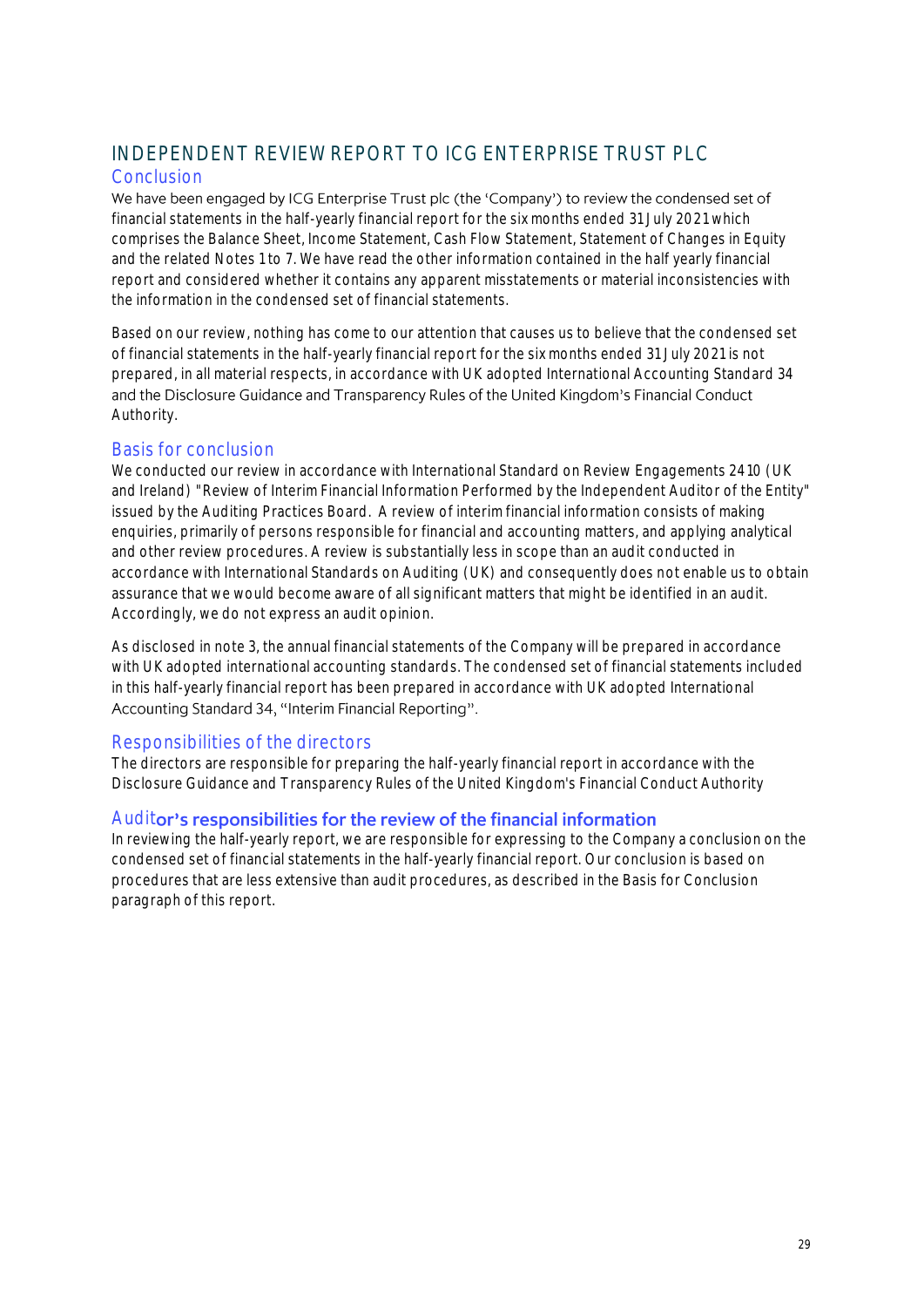# INDEPENDENT REVIEW REPORT TO ICG ENTERPRISE TRUST PLC

## Conclusion

We have been engaged by ICG Enterprise Trust plc (the 'Company') to review the condensed set of financial statements in the half-yearly financial report for the six months ended 31 July 2021 which comprises the Balance Sheet, Income Statement, Cash Flow Statement, Statement of Changes in Equity and the related Notes 1 to 7. We have read the other information contained in the half yearly financial report and considered whether it contains any apparent misstatements or material inconsistencies with the information in the condensed set of financial statements.

Based on our review, nothing has come to our attention that causes us to believe that the condensed set of financial statements in the half-yearly financial report for the six months ended 31 July 2021 is not prepared, in all material respects, in accordance with UK adopted International Accounting Standard 34 and the Disclosure Guidance and Transparency Rules of the United Kingdom's Financial Conduct Authority.

## Basis for conclusion

We conducted our review in accordance with International Standard on Review Engagements 2410 (UK and Ireland) "Review of Interim Financial Information Performed by the Independent Auditor of the Entity" issued by the Auditing Practices Board. A review of interim financial information consists of making enquiries, primarily of persons responsible for financial and accounting matters, and applying analytical and other review procedures. A review is substantially less in scope than an audit conducted in accordance with International Standards on Auditing (UK) and consequently does not enable us to obtain assurance that we would become aware of all significant matters that might be identified in an audit. Accordingly, we do not express an audit opinion.

As disclosed in note 3, the annual financial statements of the Company will be prepared in accordance with UK adopted international accounting standards. The condensed set of financial statements included in this half-yearly financial report has been prepared in accordance with UK adopted International Accounting Standard 34, "Interim Financial Reporting".

## Responsibilities of the directors

The directors are responsible for preparing the half-yearly financial report in accordance with the Disclosure Guidance and Transparency Rules of the United Kingdom's Financial Conduct Authority

## Auditor's responsibilities for the review of the financial information

In reviewing the half-yearly report, we are responsible for expressing to the Company a conclusion on the condensed set of financial statements in the half-yearly financial report. Our conclusion is based on procedures that are less extensive than audit procedures, as described in the Basis for Conclusion paragraph of this report.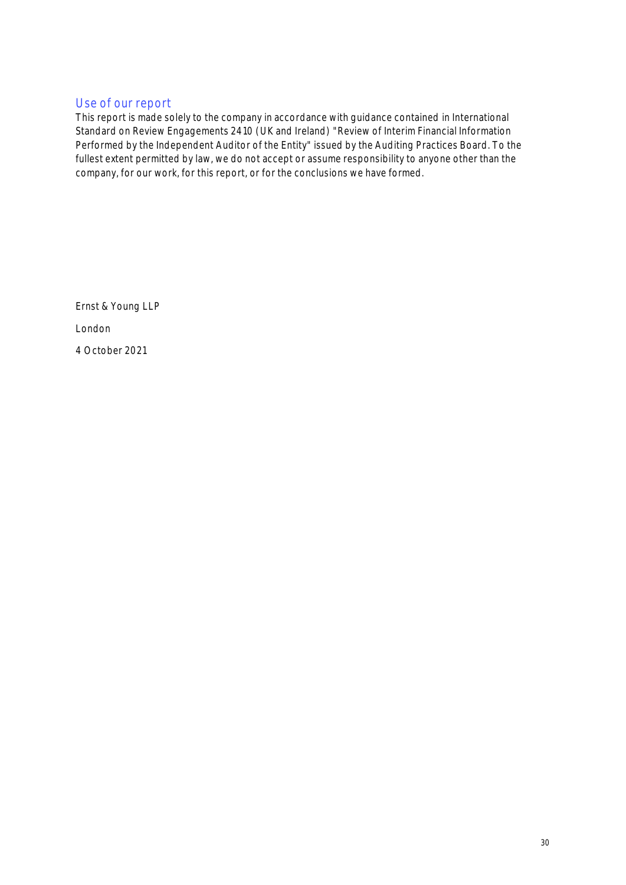## Use of our report

This report is made solely to the company in accordance with guidance contained in International Standard on Review Engagements 2410 (UK and Ireland) "Review of Interim Financial Information Performed by the Independent Auditor of the Entity" issued by the Auditing Practices Board. To the fullest extent permitted by law, we do not accept or assume responsibility to anyone other than the company, for our work, for this report, or for the conclusions we have formed.

Ernst & Young LLP

London

4 October 2021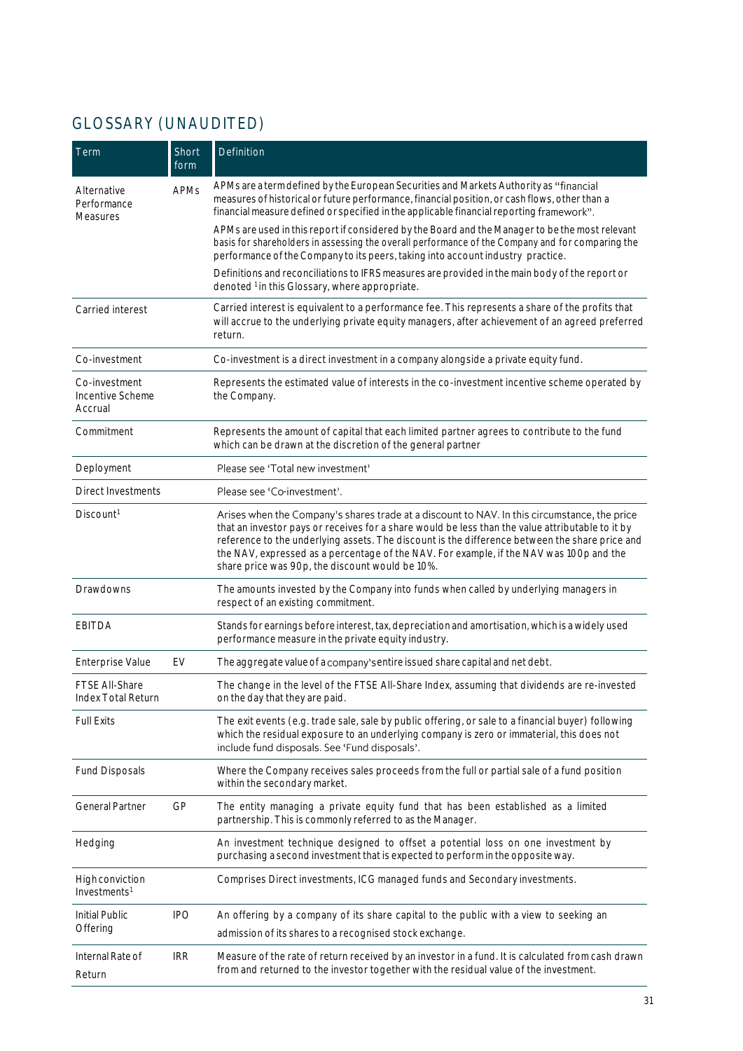## GLOSSARY (UNAUDITED)

| Term | Short form | Definition |
|---|---|---|
| Alternative Performance Measures | APMs | APMs are a term defined by the European Securities and Markets Authority as "financial measures of historical or future performance, financial position, or cash flows, other than a financial measure defined or specified in the applicable financial reporting framework".<br><br>APMs are used in this report if considered by the Board and the Manager to be the most relevant basis for shareholders in assessing the overall performance of the Company and for comparing the performance of the Company to its peers, taking into account industry practice.<br><br>Definitions and reconciliations to IFRS measures are provided in the main body of the report or denoted [1] in this Glossary, where appropriate. |
| Carried interest | | Carried interest is equivalent to a performance fee. This represents a share of the profits that will accrue to the underlying private equity managers, after achievement of an agreed preferred return. |
| Co-investment | | Co-investment is a direct investment in a company alongside a private equity fund. |
| Co-investment Incentive Scheme Accrual | | Represents the estimated value of interests in the co-investment incentive scheme operated by the Company. |
| Commitment | | Represents the amount of capital that each limited partner agrees to contribute to the fund which can be drawn at the discretion of the general partner |
| Deployment | | Please see 'Total new investment' |
| Direct Investments | | Please see 'Co-investment'. |
| Discount[1] | | Arises when the Company's shares trade at a discount to NAV. In this circumstance, the price that an investor pays or receives for a share would be less than the value attributable to it by reference to the underlying assets. The discount is the difference between the share price and the NAV, expressed as a percentage of the NAV. For example, if the NAV was 100p and the share price was 90p, the discount would be 10%. |
| Drawdowns | | The amounts invested by the Company into funds when called by underlying managers in respect of an existing commitment. |
| EBITDA | | Stands for earnings before interest, tax, depreciation and amortisation, which is a widely used performance measure in the private equity industry. |
| Enterprise Value | EV | The aggregate value of a company's entire issued share capital and net debt. |
| FTSE All-Share Index Total Return | | The change in the level of the FTSE All-Share Index, assuming that dividends are re-invested on the day that they are paid. |
| Full Exits | | The exit events (e.g. trade sale, sale by public offering, or sale to a financial buyer) following which the residual exposure to an underlying company is zero or immaterial, this does not include fund disposals. See 'Fund disposals'. |
| Fund Disposals | | Where the Company receives sales proceeds from the full or partial sale of a fund position within the secondary market. |
| General Partner | GP | The entity managing a private equity fund that has been established as a limited partnership. This is commonly referred to as the Manager. |
| Hedging | | An investment technique designed to offset a potential loss on one investment by purchasing a second investment that is expected to perform in the opposite way. |
| High conviction Investments[1] | | Comprises Direct investments, ICG managed funds and Secondary investments. |
| Initial Public Offering | IPO | An offering by a company of its share capital to the public with a view to seeking an admission of its shares to a recognised stock exchange. |
| Internal Rate of Return | IRR | Measure of the rate of return received by an investor in a fund. It is calculated from cash drawn from and returned to the investor together with the residual value of the investment. |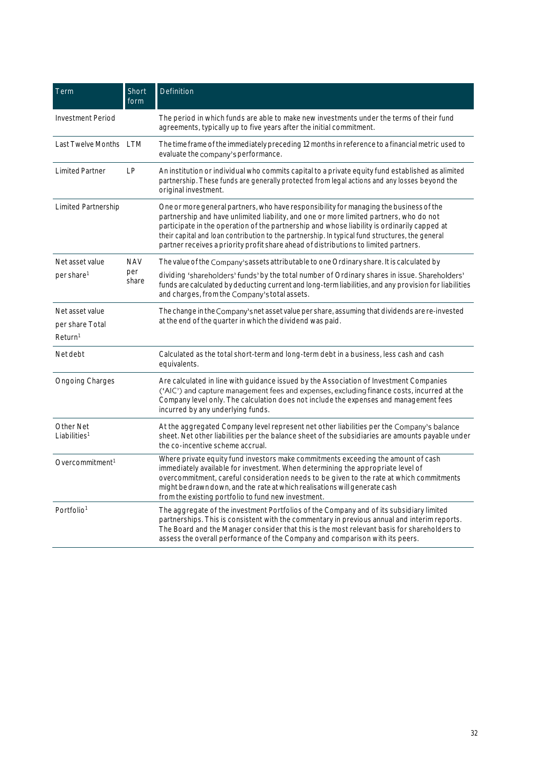| Term | Short form | Definition |
|---|---|---|
| Investment Period | | The period in which funds are able to make new investments under the terms of their fund agreements, typically up to five years after the initial commitment. |
| Last Twelve Months | LTM | The time frame of the immediately preceding 12 months in reference to a financial metric used to evaluate the company's performance. |
| Limited Partner | LP | An institution or individual who commits capital to a private equity fund established as alimited partnership. These funds are generally protected from legal actions and any losses beyond the original investment. |
| Limited Partnership | | One or more general partners, who have responsibility for managing the business of the partnership and have unlimited liability, and one or more limited partners, who do not participate in the operation of the partnership and whose liability is ordinarily capped at their capital and loan contribution to the partnership. In typical fund structures, the general partner receives a priority profit share ahead of distributions to limited partners. |
| Net asset value per share[1] | NAV per share | The value of the Company's assets attributable to one Ordinary share. It is calculated by dividing 'shareholders' funds' by the total number of Ordinary shares in issue. Shareholders' funds are calculated by deducting current and long-term liabilities, and any provision for liabilities and charges, from the Company's total assets. |
| Net asset value per share Total Return[1] | | The change in the Company's net asset value per share, assuming that dividends are re-invested at the end of the quarter in which the dividend was paid. |
| Net debt | | Calculated as the total short-term and long-term debt in a business, less cash and cash equivalents. |
| Ongoing Charges | | Are calculated in line with guidance issued by the Association of Investment Companies ('AIC') and capture management fees and expenses, excluding finance costs, incurred at the Company level only. The calculation does not include the expenses and management fees incurred by any underlying funds. |
| Other Net Liabilities[1] | | At the aggregated Company level represent net other liabilities per the Company's balance sheet. Net other liabilities per the balance sheet of the subsidiaries are amounts payable under the co-incentive scheme accrual. |
| Overcommitment[1] | | Where private equity fund investors make commitments exceeding the amount of cash immediately available for investment. When determining the appropriate level of overcommitment, careful consideration needs to be given to the rate at which commitments might be drawn down, and the rate at which realisations will generate cash from the existing portfolio to fund new investment. |
| Portfolio[1] | | The aggregate of the investment Portfolios of the Company and of its subsidiary limited partnerships. This is consistent with the commentary in previous annual and interim reports. The Board and the Manager consider that this is the most relevant basis for shareholders to assess the overall performance of the Company and comparison with its peers. |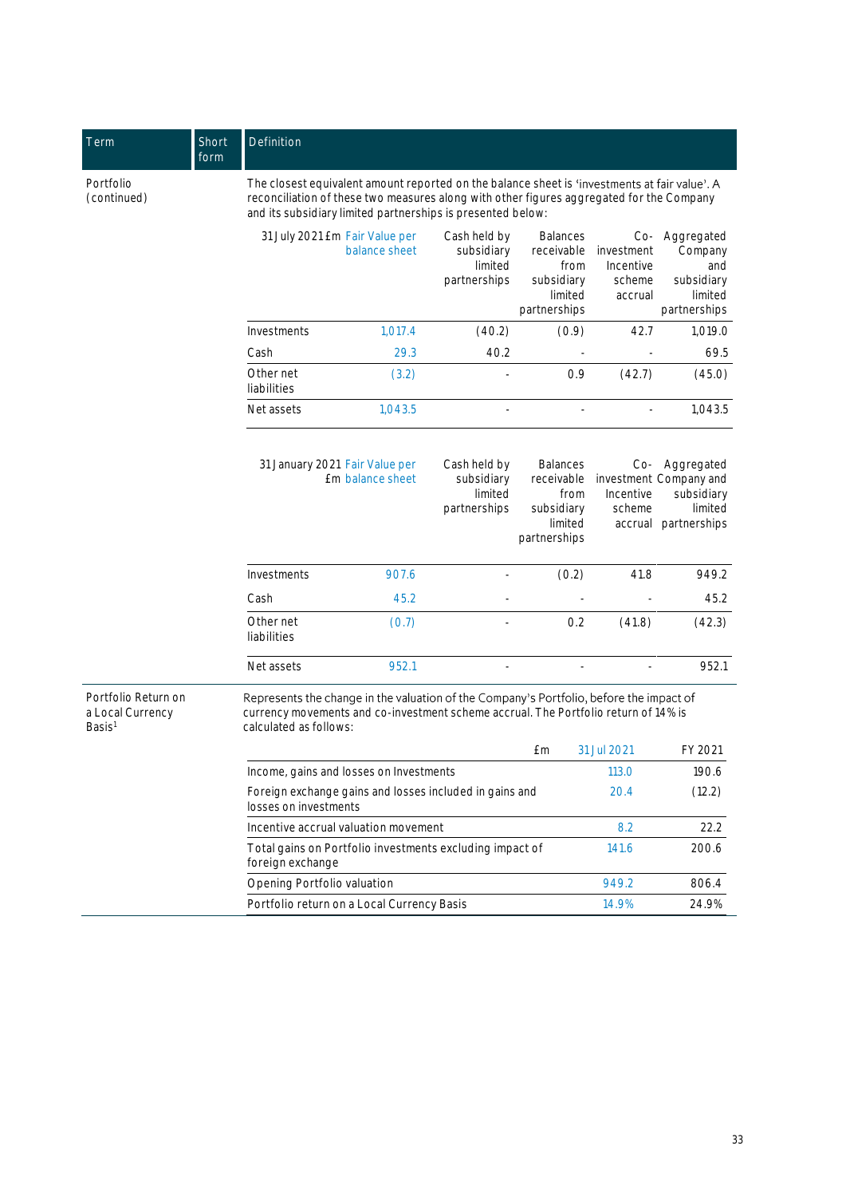| Term | Short form | Definition |
|---|---|---|
| Portfolio (continued) | | The closest equivalent amount reported on the balance sheet is 'investments at fair value'. A reconciliation of these two measures along with other figures aggregated for the Company and its subsidiary limited partnerships is presented below: |

| 31 July 2021 £m | Fair Value per balance sheet | Cash held by subsidiary limited partnerships | Balances receivable from subsidiary limited partnerships | Co-investment Incentive scheme accrual | Aggregated Company and subsidiary limited partnerships |
|---|---|---|---|---|---|
| Investments | 1,017.4 | (40.2) | (0.9) | 42.7 | 1,019.0 |
| Cash | 29.3 | 40.2 | - | - | 69.5 |
| Other net liabilities | (3.2) | - | 0.9 | (42.7) | (45.0) |
| Net assets | 1,043.5 | - | - | - | 1,043.5 |

| 31 January 2021 £m | Fair Value per balance sheet | Cash held by subsidiary limited partnerships | Balances receivable from subsidiary limited partnerships | Co-investment Incentive scheme accrual | Aggregated Company and subsidiary limited partnerships |
|---|---|---|---|---|---|
| Investments | 907.6 | - | (0.2) | 41.8 | 949.2 |
| Cash | 45.2 | - | - | - | 45.2 |
| Other net liabilities | (0.7) | - | 0.2 | (41.8) | (42.3) |
| Net assets | 952.1 | - | - | - | 952.1 |

| Term | Short form | Definition |
|---|---|---|
| Portfolio Return on a Local Currency Basis[1] | | Represents the change in the valuation of the Company's Portfolio, before the impact of currency movements and co-investment scheme accrual. The Portfolio return of 14% is calculated as follows: |

| £m | 31 Jul 2021 | FY 2021 |
|---|---|---|
| Income, gains and losses on Investments | 113.0 | 190.6 |
| Foreign exchange gains and losses included in gains and losses on investments | 20.4 | (12.2) |
| Incentive accrual valuation movement | 8.2 | 22.2 |
| Total gains on Portfolio investments excluding impact of foreign exchange | 141.6 | 200.6 |
| Opening Portfolio valuation | 949.2 | 806.4 |
| Portfolio return on a Local Currency Basis | 14.9% | 24.9% |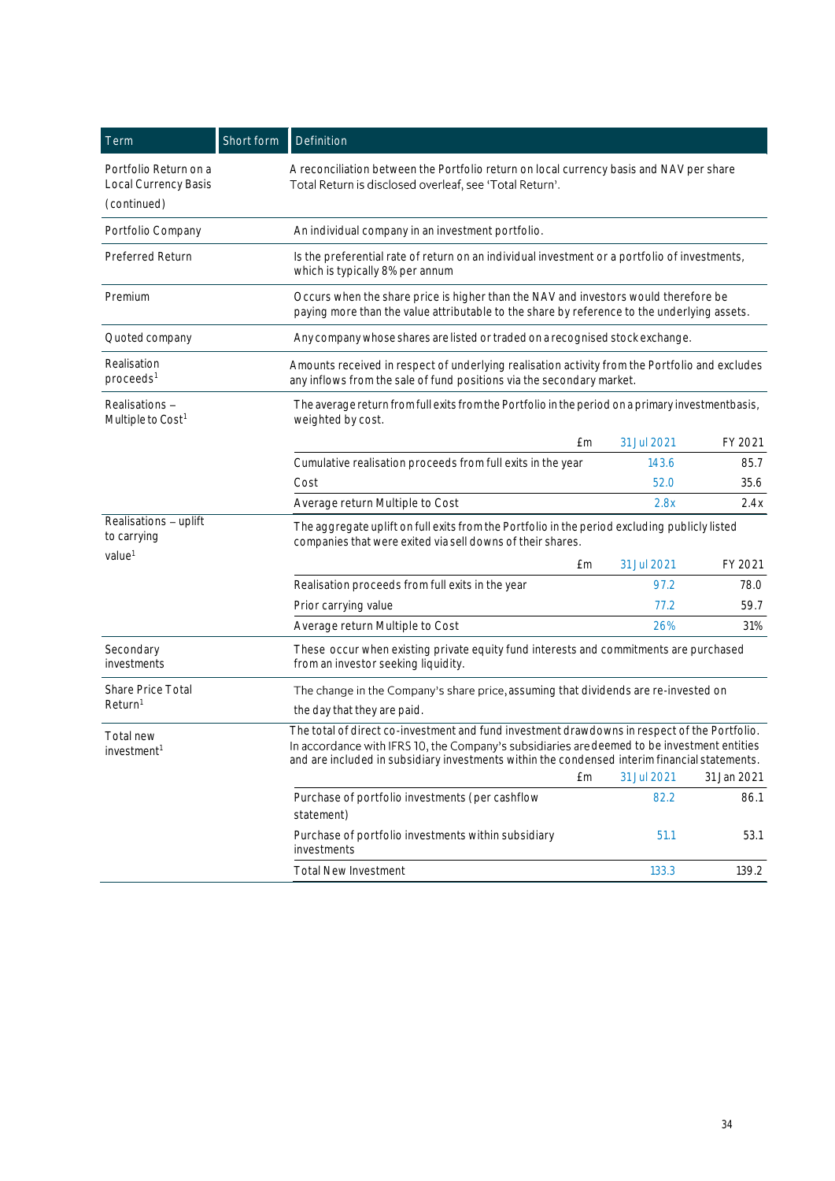| Term | Short form | Definition |
|---|---|---|
| Portfolio Return on a Local Currency Basis (continued) | | A reconciliation between the Portfolio return on local currency basis and NAV per share Total Return is disclosed overleaf, see 'Total Return'. |
| Portfolio Company | | An individual company in an investment portfolio. |
| Preferred Return | | Is the preferential rate of return on an individual investment or a portfolio of investments, which is typically 8% per annum |
| Premium | | Occurs when the share price is higher than the NAV and investors would therefore be paying more than the value attributable to the share by reference to the underlying assets. |
| Quoted company | | Any company whose shares are listed or traded on a recognised stock exchange. |
| Realisation proceeds[1] | | Amounts received in respect of underlying realisation activity from the Portfolio and excludes any inflows from the sale of fund positions via the secondary market. |
| Realisations – Multiple to Cost[1] | | The average return from full exits from the Portfolio in the period on a primary investment basis, weighted by cost. |
| Realisations – uplift to carrying value[1] | | The aggregate uplift on full exits from the Portfolio in the period excluding publicly listed companies that were exited via sell downs of their shares. |
| Secondary investments | | These occur when existing private equity fund interests and commitments are purchased from an investor seeking liquidity. |
| Share Price Total Return[1] | | The change in the Company's share price, assuming that dividends are re-invested on the day that they are paid. |
| Total new investment[1] | | The total of direct co-investment and fund investment drawdowns in respect of the Portfolio. In accordance with IFRS 10, the Company's subsidiaries are deemed to be investment entities and are included in subsidiary investments within the condensed interim financial statements. |

Realisations – Multiple to Cost:

| £m | 31 Jul 2021 | FY 2021 |
|---|---|---|
| Cumulative realisation proceeds from full exits in the year | 143.6 | 85.7 |
| Cost | 52.0 | 35.6 |
| Average return Multiple to Cost | 2.8x | 2.4x |

Realisations – uplift to carrying value:

| £m | 31 Jul 2021 | FY 2021 |
|---|---|---|
| Realisation proceeds from full exits in the year | 97.2 | 78.0 |
| Prior carrying value | 77.2 | 59.7 |
| Average return Multiple to Cost | 26% | 31% |

Total new investment:

| £m | 31 Jul 2021 | 31 Jan 2021 |
|---|---|---|
| Purchase of portfolio investments (per cashflow statement) | 82.2 | 86.1 |
| Purchase of portfolio investments within subsidiary investments | 51.1 | 53.1 |
| Total New Investment | 133.3 | 139.2 |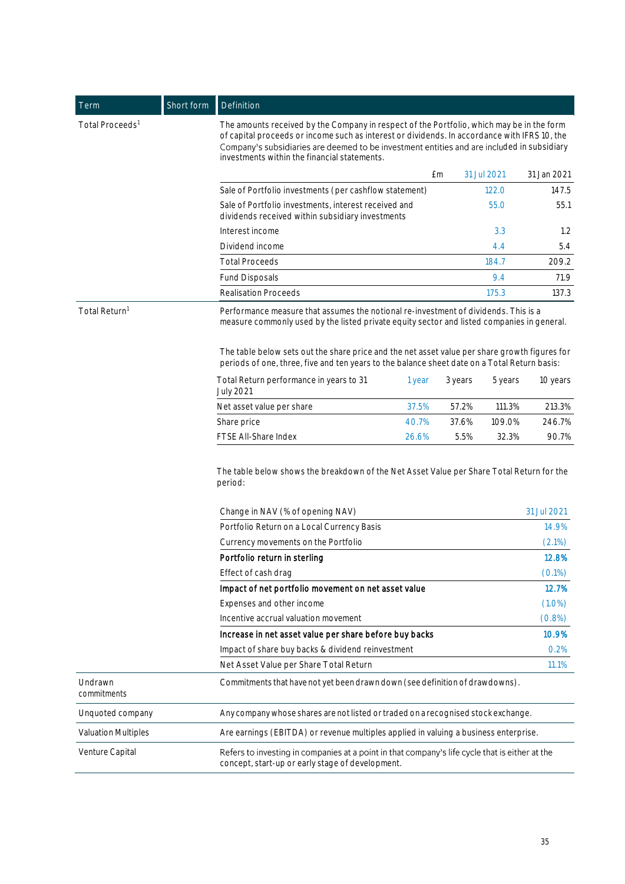| Term | Short form | Definition |
|---|---|---|
| Total Proceeds[1] | | The amounts received by the Company in respect of the Portfolio, which may be in the form of capital proceeds or income such as interest or dividends. In accordance with IFRS 10, the Company's subsidiaries are deemed to be investment entities and are included in subsidiary investments within the financial statements. |

| £m | 31 Jul 2021 | 31 Jan 2021 |
|---|---|---|
| Sale of Portfolio investments (per cashflow statement) | 122.0 | 147.5 |
| Sale of Portfolio investments, interest received and dividends received within subsidiary investments | 55.0 | 55.1 |
| Interest income | 3.3 | 1.2 |
| Dividend income | 4.4 | 5.4 |
| Total Proceeds | 184.7 | 209.2 |
| Fund Disposals | 9.4 | 71.9 |
| Realisation Proceeds | 175.3 | 137.3 |

**Total Return[1]**

Performance measure that assumes the notional re-investment of dividends. This is a measure commonly used by the listed private equity sector and listed companies in general.

The table below sets out the share price and the net asset value per share growth figures for periods of one, three, five and ten years to the balance sheet date on a Total Return basis:

| Total Return performance in years to 31 July 2021 | 1 year | 3 years | 5 years | 10 years |
|---|---|---|---|---|
| Net asset value per share | 37.5% | 57.2% | 111.3% | 213.3% |
| Share price | 40.7% | 37.6% | 109.0% | 246.7% |
| FTSE All-Share Index | 26.6% | 5.5% | 32.3% | 90.7% |

The table below shows the breakdown of the Net Asset Value per Share Total Return for the period:

| Change in NAV (% of opening NAV) | 31 Jul 2021 |
|---|---|
| Portfolio Return on a Local Currency Basis | 14.9% |
| Currency movements on the Portfolio | (2.1%) |
| **Portfolio return in sterling** | **12.8%** |
| Effect of cash drag | (0.1%) |
| **Impact of net portfolio movement on net asset value** | **12.7%** |
| Expenses and other income | (1.0%) |
| Incentive accrual valuation movement | (0.8%) |
| **Increase in net asset value per share before buy backs** | **10.9%** |
| Impact of share buy backs & dividend reinvestment | 0.2% |
| Net Asset Value per Share Total Return | 11.1% |

| Term | Short form | Definition |
|---|---|---|
| Undrawn commitments | | Commitments that have not yet been drawn down (see definition of drawdowns). |
| Unquoted company | | Any company whose shares are not listed or traded on a recognised stock exchange. |
| Valuation Multiples | | Are earnings (EBITDA) or revenue multiples applied in valuing a business enterprise. |
| Venture Capital | | Refers to investing in companies at a point in that company's life cycle that is either at the concept, start-up or early stage of development. |